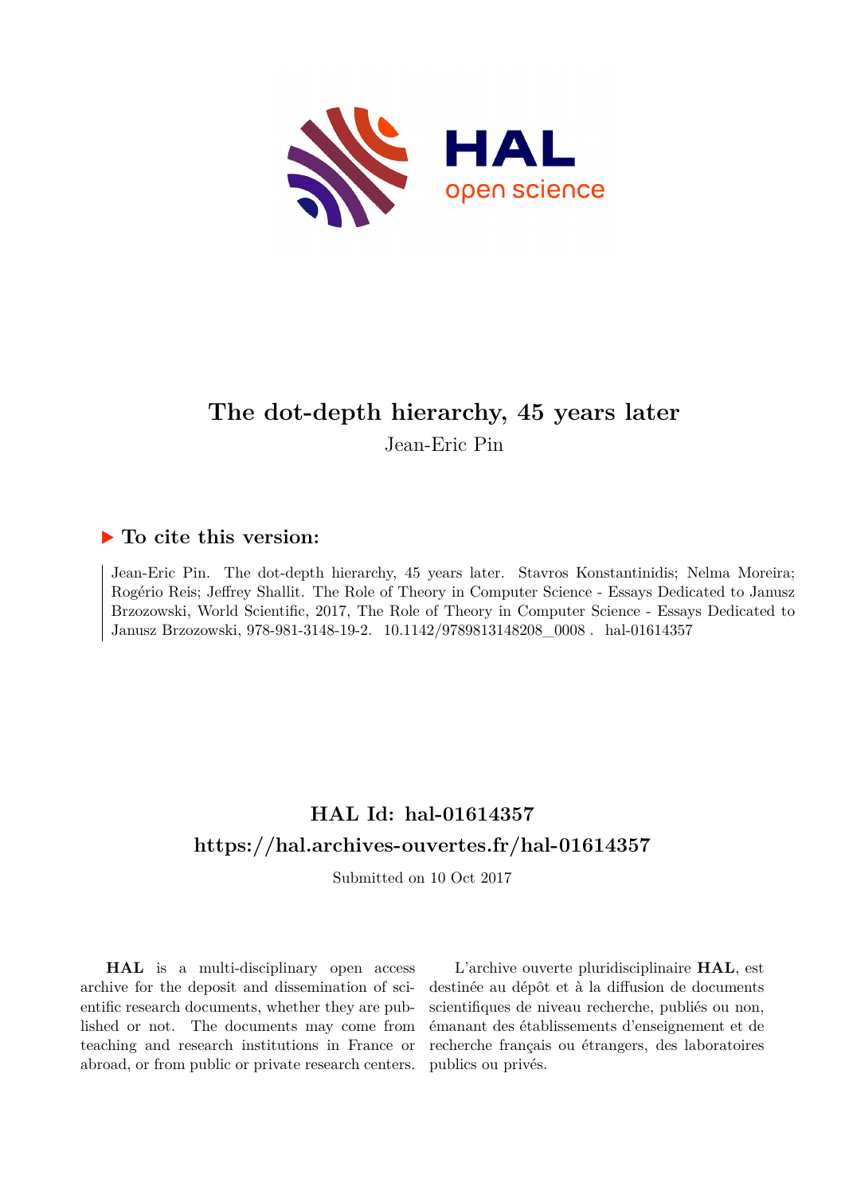# The dot-depth hierarchy, 45 years later

Jean-Eric Pin

## ▶ To cite this version:

Jean-Eric Pin. The dot-depth hierarchy, 45 years later. Stavros Konstantinidis; Nelma Moreira; Rogério Reis; Jeffrey Shallit. The Role of Theory in Computer Science - Essays Dedicated to Janusz Brzozowski, World Scientific, 2017, The Role of Theory in Computer Science - Essays Dedicated to Janusz Brzozowski, 978-981-3148-19-2. 10.1142/9789813148208_0008 . hal-01614357

## HAL Id: hal-01614357

## https://hal.archives-ouvertes.fr/hal-01614357

Submitted on 10 Oct 2017

**HAL** is a multi-disciplinary open access archive for the deposit and dissemination of scientific research documents, whether they are published or not. The documents may come from teaching and research institutions in France or abroad, or from public or private research centers.

L'archive ouverte pluridisciplinaire **HAL**, est destinée au dépôt et à la diffusion de documents scientifiques de niveau recherche, publiés ou non, émanant des établissements d'enseignement et de recherche français ou étrangers, des laboratoires publics ou privés.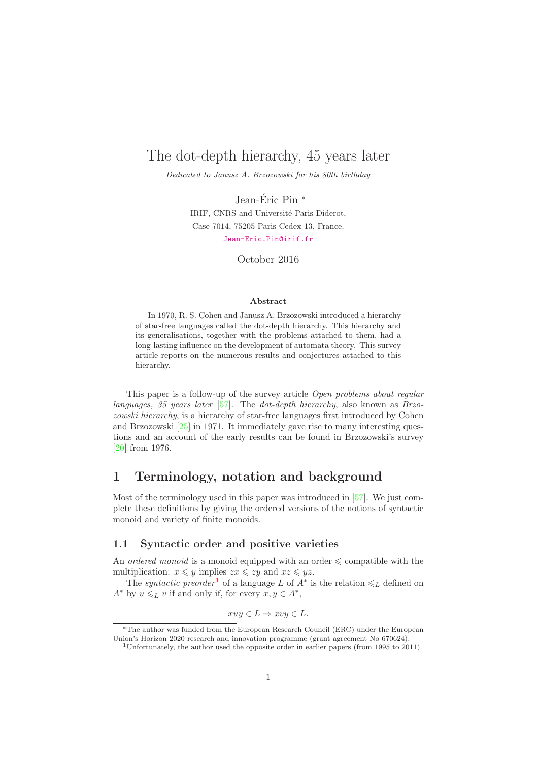# The dot-depth hierarchy, 45 years later

*Dedicated to Janusz A. Brzozowski for his 80th birthday*

Jean-Éric Pin [*]

IRIF, CNRS and Université Paris-Diderot,
Case 7014, 75205 Paris Cedex 13, France.
Jean-Eric.Pin@irif.fr

October 2016

### Abstract

In 1970, R. S. Cohen and Janusz A. Brzozowski introduced a hierarchy of star-free languages called the dot-depth hierarchy. This hierarchy and its generalisations, together with the problems attached to them, had a long-lasting influence on the development of automata theory. This survey article reports on the numerous results and conjectures attached to this hierarchy.

This paper is a follow-up of the survey article *Open problems about regular languages, 35 years later* [57]. The *dot-depth hierarchy*, also known as *Brzozowski hierarchy*, is a hierarchy of star-free languages first introduced by Cohen and Brzozowski [25] in 1971. It immediately gave rise to many interesting questions and an account of the early results can be found in Brzozowski's survey [20] from 1976.

## 1 Terminology, notation and background

Most of the terminology used in this paper was introduced in [57]. We just complete these definitions by giving the ordered versions of the notions of syntactic monoid and variety of finite monoids.

### 1.1 Syntactic order and positive varieties

An *ordered monoid* is a monoid equipped with an order $\leqslant$ compatible with the multiplication: $x \leqslant y$ implies $zx \leqslant zy$ and $xz \leqslant yz$.

The *syntactic preorder*[1] of a language $L$ of $A^*$ is the relation $\leqslant_L$ defined on $A^*$ by $u \leqslant_L v$ if and only if, for every $x, y \in A^*$,

$$xuy \in L \Rightarrow xvy \in L.$$

[*] The author was funded from the European Research Council (ERC) under the European Union's Horizon 2020 research and innovation programme (grant agreement No 670624).

[1] Unfortunately, the author used the opposite order in earlier papers (from 1995 to 2011).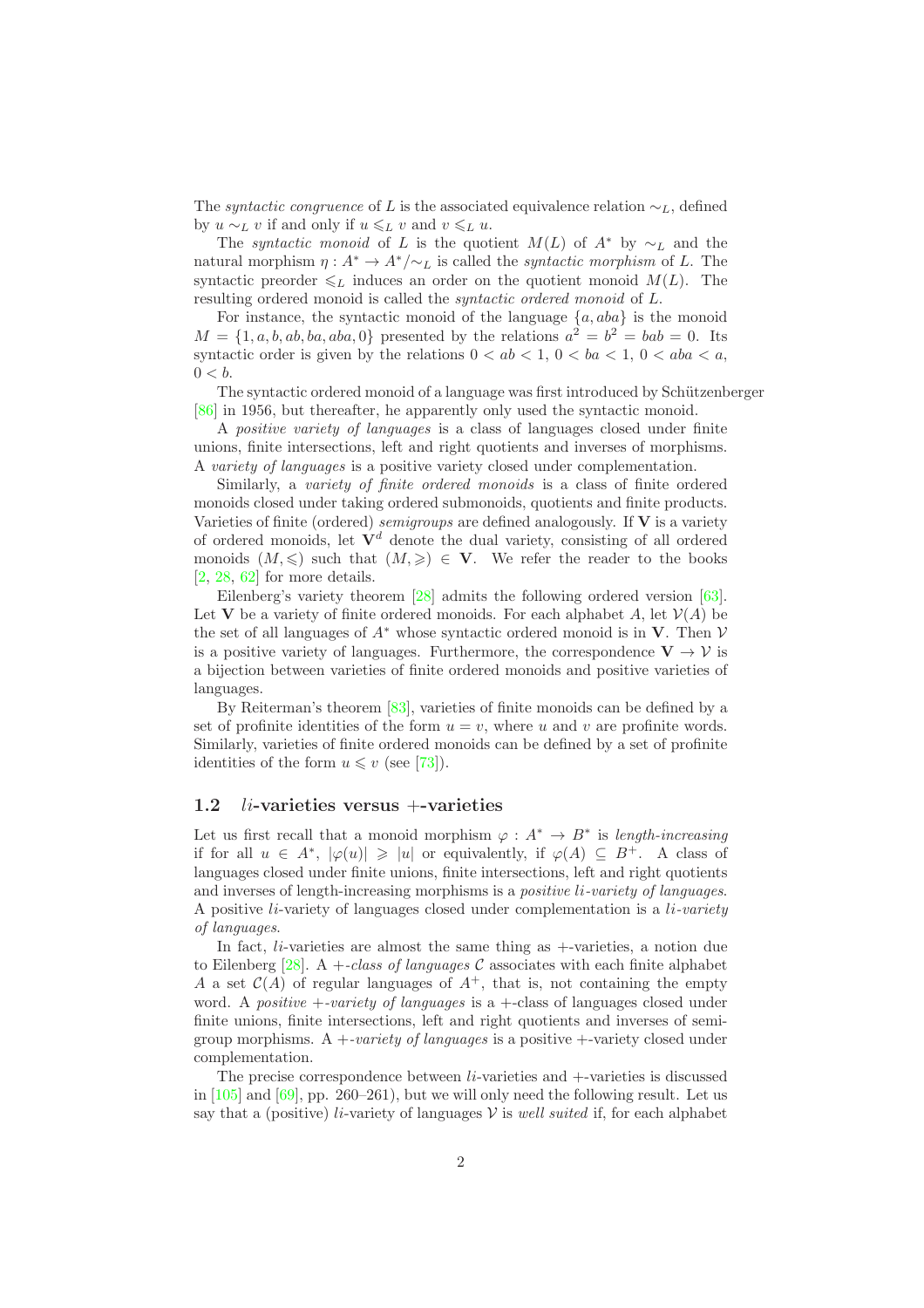The *syntactic congruence* of $L$ is the associated equivalence relation $\sim_L$, defined by $u \sim_L v$ if and only if $u \leqslant_L v$ and $v \leqslant_L u$.

The *syntactic monoid* of $L$ is the quotient $M(L)$ of $A^*$ by $\sim_L$ and the natural morphism $\eta : A^* \to A^*/{\sim_L}$ is called the *syntactic morphism* of $L$. The syntactic preorder $\leqslant_L$ induces an order on the quotient monoid $M(L)$. The resulting ordered monoid is called the *syntactic ordered monoid* of $L$.

For instance, the syntactic monoid of the language $\{a, aba\}$ is the monoid $M = \{1, a, b, ab, ba, aba, 0\}$ presented by the relations $a^2 = b^2 = bab = 0$. Its syntactic order is given by the relations $0 < ab < 1$, $0 < ba < 1$, $0 < aba < a$, $0 < b$.

The syntactic ordered monoid of a language was first introduced by Schützenberger [86] in 1956, but thereafter, he apparently only used the syntactic monoid.

A *positive variety of languages* is a class of languages closed under finite unions, finite intersections, left and right quotients and inverses of morphisms. A *variety of languages* is a positive variety closed under complementation.

Similarly, a *variety of finite ordered monoids* is a class of finite ordered monoids closed under taking ordered submonoids, quotients and finite products. Varieties of finite (ordered) *semigroups* are defined analogously. If $\mathbf{V}$ is a variety of ordered monoids, let $\mathbf{V}^d$ denote the dual variety, consisting of all ordered monoids $(M, \leqslant)$ such that $(M, \geqslant) \in \mathbf{V}$. We refer the reader to the books [2, 28, 62] for more details.

Eilenberg's variety theorem [28] admits the following ordered version [63]. Let $\mathbf{V}$ be a variety of finite ordered monoids. For each alphabet $A$, let $\mathcal{V}(A)$ be the set of all languages of $A^*$ whose syntactic ordered monoid is in $\mathbf{V}$. Then $\mathcal{V}$ is a positive variety of languages. Furthermore, the correspondence $\mathbf{V} \to \mathcal{V}$ is a bijection between varieties of finite ordered monoids and positive varieties of languages.

By Reiterman's theorem [83], varieties of finite monoids can be defined by a set of profinite identities of the form $u = v$, where $u$ and $v$ are profinite words. Similarly, varieties of finite ordered monoids can be defined by a set of profinite identities of the form $u \leqslant v$ (see [73]).

## 1.2 $li$-varieties versus $+$-varieties

Let us first recall that a monoid morphism $\varphi : A^* \to B^*$ is *length-increasing* if for all $u \in A^*$, $|\varphi(u)| \geqslant |u|$ or equivalently, if $\varphi(A) \subseteq B^+$. A class of languages closed under finite unions, finite intersections, left and right quotients and inverses of length-increasing morphisms is a *positive $li$-variety of languages*. A positive $li$-variety of languages closed under complementation is a *$li$-variety of languages*.

In fact, $li$-varieties are almost the same thing as $+$-varieties, a notion due to Eilenberg [28]. A *$+$-class of languages* $\mathcal{C}$ associates with each finite alphabet $A$ a set $\mathcal{C}(A)$ of regular languages of $A^+$, that is, not containing the empty word. A *positive $+$-variety of languages* is a $+$-class of languages closed under finite unions, finite intersections, left and right quotients and inverses of semigroup morphisms. A *$+$-variety of languages* is a positive $+$-variety closed under complementation.

The precise correspondence between $li$-varieties and $+$-varieties is discussed in [105] and [69], pp. 260–261), but we will only need the following result. Let us say that a (positive) $li$-variety of languages $\mathcal{V}$ is *well suited* if, for each alphabet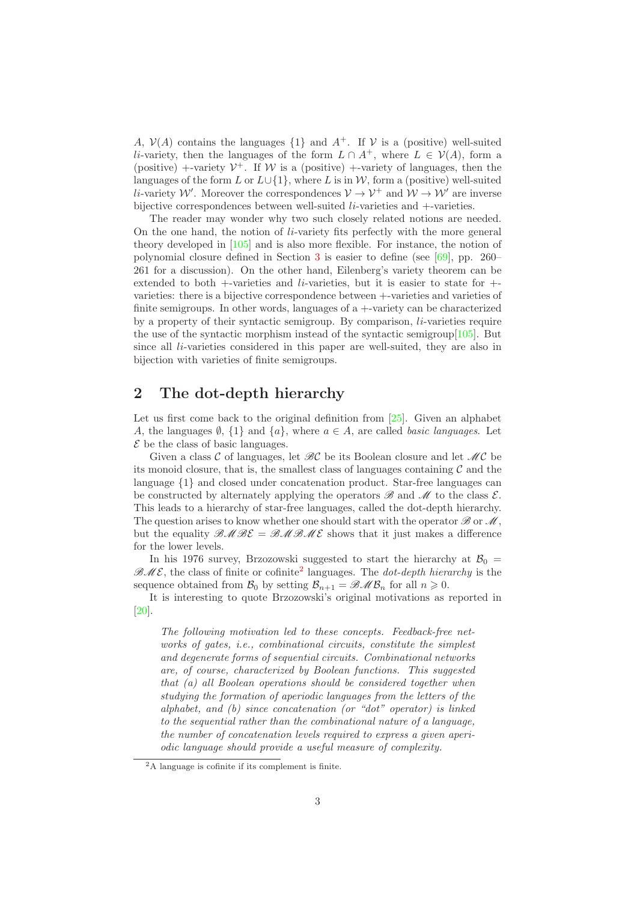$A$, $\mathcal{V}(A)$ contains the languages $\{1\}$ and $A^+$. If $\mathcal{V}$ is a (positive) well-suited $li$-variety, then the languages of the form $L \cap A^+$, where $L \in \mathcal{V}(A)$, form a (positive) $+$-variety $\mathcal{V}^+$. If $\mathcal{W}$ is a (positive) $+$-variety of languages, then the languages of the form $L$ or $L \cup \{1\}$, where $L$ is in $\mathcal{W}$, form a (positive) well-suited $li$-variety $\mathcal{W}'$. Moreover the correspondences $\mathcal{V} \to \mathcal{V}^+$ and $\mathcal{W} \to \mathcal{W}'$ are inverse bijective correspondences between well-suited $li$-varieties and $+$-varieties.

The reader may wonder why two such closely related notions are needed. On the one hand, the notion of $li$-variety fits perfectly with the more general theory developed in [105] and is also more flexible. For instance, the notion of polynomial closure defined in Section 3 is easier to define (see [69], pp. 260–261 for a discussion). On the other hand, Eilenberg's variety theorem can be extended to both $+$-varieties and $li$-varieties, but it is easier to state for $+$-varieties: there is a bijective correspondence between $+$-varieties and varieties of finite semigroups. In other words, languages of a $+$-variety can be characterized by a property of their syntactic semigroup. By comparison, $li$-varieties require the use of the syntactic morphism instead of the syntactic semigroup[105]. But since all $li$-varieties considered in this paper are well-suited, they are also in bijection with varieties of finite semigroups.

## 2 The dot-depth hierarchy

Let us first come back to the original definition from [25]. Given an alphabet $A$, the languages $\emptyset$, $\{1\}$ and $\{a\}$, where $a \in A$, are called *basic languages*. Let $\mathcal{E}$ be the class of basic languages.

Given a class $\mathcal{C}$ of languages, let $\mathscr{B}\mathcal{C}$ be its Boolean closure and let $\mathscr{M}\mathcal{C}$ be its monoid closure, that is, the smallest class of languages containing $\mathcal{C}$ and the language $\{1\}$ and closed under concatenation product. Star-free languages can be constructed by alternately applying the operators $\mathscr{B}$ and $\mathscr{M}$ to the class $\mathcal{E}$. This leads to a hierarchy of star-free languages, called the dot-depth hierarchy. The question arises to know whether one should start with the operator $\mathscr{B}$ or $\mathscr{M}$, but the equality $\mathscr{B}\mathscr{M}\mathscr{B}\mathcal{E} = \mathscr{B}\mathscr{M}\mathscr{B}\mathscr{M}\mathcal{E}$ shows that it just makes a difference for the lower levels.

In his 1976 survey, Brzozowski suggested to start the hierarchy at $\mathcal{B}_0 = \mathscr{B}\mathscr{M}\mathcal{E}$, the class of finite or cofinite[2] languages. The *dot-depth hierarchy* is the sequence obtained from $\mathcal{B}_0$ by setting $\mathcal{B}_{n+1} = \mathscr{B}\mathscr{M}\mathcal{B}_n$ for all $n \geqslant 0$.

It is interesting to quote Brzozowski's original motivations as reported in [20].

> *The following motivation led to these concepts. Feedback-free networks of gates, i.e., combinational circuits, constitute the simplest and degenerate forms of sequential circuits. Combinational networks are, of course, characterized by Boolean functions. This suggested that (a) all Boolean operations should be considered together when studying the formation of aperiodic languages from the letters of the alphabet, and (b) since concatenation (or "dot" operator) is linked to the sequential rather than the combinational nature of a language, the number of concatenation levels required to express a given aperiodic language should provide a useful measure of complexity.*

[2] A language is cofinite if its complement is finite.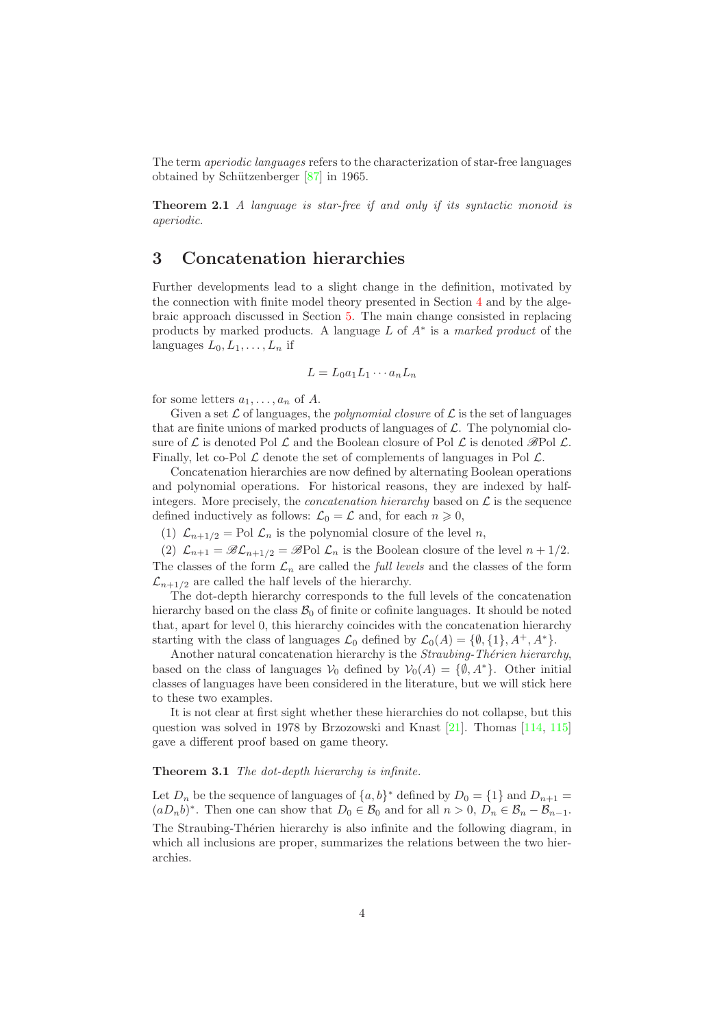The term *aperiodic languages* refers to the characterization of star-free languages obtained by Schützenberger [87] in 1965.

**Theorem 2.1** *A language is star-free if and only if its syntactic monoid is aperiodic.*

## 3 Concatenation hierarchies

Further developments lead to a slight change in the definition, motivated by the connection with finite model theory presented in Section 4 and by the algebraic approach discussed in Section 5. The main change consisted in replacing products by marked products. A language $L$ of $A^*$ is a *marked product* of the languages $L_0, L_1, \ldots, L_n$ if

$$L = L_0 a_1 L_1 \cdots a_n L_n$$

for some letters $a_1, \ldots, a_n$ of $A$.

Given a set $\mathcal{L}$ of languages, the *polynomial closure* of $\mathcal{L}$ is the set of languages that are finite unions of marked products of languages of $\mathcal{L}$. The polynomial closure of $\mathcal{L}$ is denoted $\text{Pol}\ \mathcal{L}$ and the Boolean closure of $\text{Pol}\ \mathcal{L}$ is denoted $\mathscr{B}\text{Pol}\ \mathcal{L}$. Finally, let $\text{co-Pol}\ \mathcal{L}$ denote the set of complements of languages in $\text{Pol}\ \mathcal{L}$.

Concatenation hierarchies are now defined by alternating Boolean operations and polynomial operations. For historical reasons, they are indexed by half-integers. More precisely, the *concatenation hierarchy* based on $\mathcal{L}$ is the sequence defined inductively as follows: $\mathcal{L}_0 = \mathcal{L}$ and, for each $n \geqslant 0$,

(1) $\mathcal{L}_{n+1/2} = \text{Pol}\ \mathcal{L}_n$ is the polynomial closure of the level $n$,

(2) $\mathcal{L}_{n+1} = \mathscr{B}\mathcal{L}_{n+1/2} = \mathscr{B}\text{Pol}\ \mathcal{L}_n$ is the Boolean closure of the level $n + 1/2$.

The classes of the form $\mathcal{L}_n$ are called the *full levels* and the classes of the form $\mathcal{L}_{n+1/2}$ are called the half levels of the hierarchy.

The dot-depth hierarchy corresponds to the full levels of the concatenation hierarchy based on the class $\mathcal{B}_0$ of finite or cofinite languages. It should be noted that, apart for level 0, this hierarchy coincides with the concatenation hierarchy starting with the class of languages $\mathcal{L}_0$ defined by $\mathcal{L}_0(A) = \{\emptyset, \{1\}, A^+, A^*\}$.

Another natural concatenation hierarchy is the *Straubing-Thérien hierarchy*, based on the class of languages $\mathcal{V}_0$ defined by $\mathcal{V}_0(A) = \{\emptyset, A^*\}$. Other initial classes of languages have been considered in the literature, but we will stick here to these two examples.

It is not clear at first sight whether these hierarchies do not collapse, but this question was solved in 1978 by Brzozowski and Knast [21]. Thomas [114, 115] gave a different proof based on game theory.

**Theorem 3.1** *The dot-depth hierarchy is infinite.*

Let $D_n$ be the sequence of languages of $\{a, b\}^*$ defined by $D_0 = \{1\}$ and $D_{n+1} = (aD_nb)^*$. Then one can show that $D_0 \in \mathcal{B}_0$ and for all $n > 0$, $D_n \in \mathcal{B}_n - \mathcal{B}_{n-1}$. The Straubing-Thérien hierarchy is also infinite and the following diagram, in which all inclusions are proper, summarizes the relations between the two hierarchies.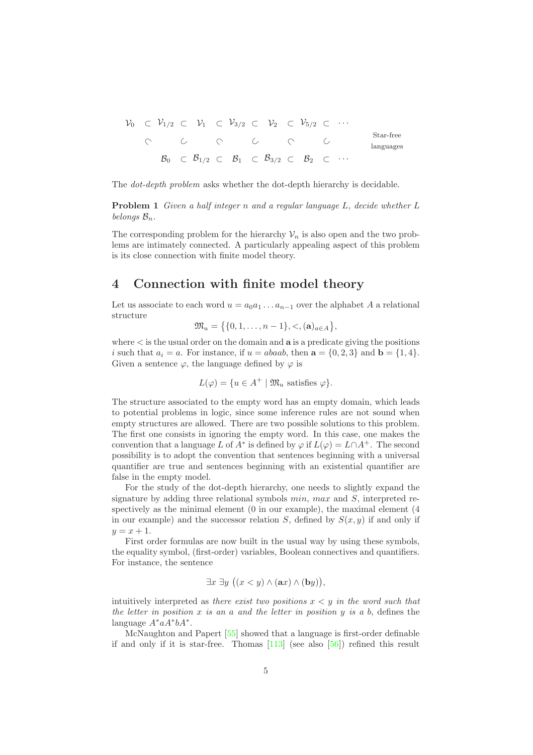$$
\begin{array}{ccccccccccccc}
\mathcal{V}_0 & \subset & \mathcal{V}_{1/2} & \subset & \mathcal{V}_1 & \subset & \mathcal{V}_{3/2} & \subset & \mathcal{V}_2 & \subset & \mathcal{V}_{5/2} & \subset & \cdots \\
 & \frown & & \smile & & \frown & & \smile & & \frown & & \smile & \\
 & & \mathcal{B}_0 & \subset & \mathcal{B}_{1/2} & \subset & \mathcal{B}_1 & \subset & \mathcal{B}_{3/2} & \subset & \mathcal{B}_2 & \subset & \cdots
\end{array}
\qquad \text{Star-free languages}
$$

The *dot-depth problem* asks whether the dot-depth hierarchy is decidable.

**Problem 1** *Given a half integer $n$ and a regular language $L$, decide whether $L$ belongs $\mathcal{B}_n$.*

The corresponding problem for the hierarchy $\mathcal{V}_n$ is also open and the two problems are intimately connected. A particularly appealing aspect of this problem is its close connection with finite model theory.

# 4 Connection with finite model theory

Let us associate to each word $u = a_0a_1 \ldots a_{n-1}$ over the alphabet $A$ a relational structure

$$\mathfrak{M}_u = \{\{0, 1, \ldots, n-1\}, <, (\mathbf{a})_{a \in A}\},$$

where $<$ is the usual order on the domain and $\mathbf{a}$ is a predicate giving the positions $i$ such that $a_i = a$. For instance, if $u = abaab$, then $\mathbf{a} = \{0, 2, 3\}$ and $\mathbf{b} = \{1, 4\}$. Given a sentence $\varphi$, the language defined by $\varphi$ is

$$L(\varphi) = \{u \in A^+ \mid \mathfrak{M}_u \text{ satisfies } \varphi\}.$$

The structure associated to the empty word has an empty domain, which leads to potential problems in logic, since some inference rules are not sound when empty structures are allowed. There are two possible solutions to this problem. The first one consists in ignoring the empty word. In this case, one makes the convention that a language $L$ of $A^*$ is defined by $\varphi$ if $L(\varphi) = L \cap A^+$. The second possibility is to adopt the convention that sentences beginning with a universal quantifier are true and sentences beginning with an existential quantifier are false in the empty model.

For the study of the dot-depth hierarchy, one needs to slightly expand the signature by adding three relational symbols $min$, $max$ and $S$, interpreted respectively as the minimal element (0 in our example), the maximal element (4 in our example) and the successor relation $S$, defined by $S(x, y)$ if and only if $y = x + 1$.

First order formulas are now built in the usual way by using these symbols, the equality symbol, (first-order) variables, Boolean connectives and quantifiers. For instance, the sentence

$$\exists x \ \exists y \ \big((x < y) \wedge (\mathbf{a}x) \wedge (\mathbf{b}y)\big),$$

intuitively interpreted as *there exist two positions $x < y$ in the word such that the letter in position $x$ is an $a$ and the letter in position $y$ is a $b$*, defines the language $A^*aA^*bA^*$.

McNaughton and Papert [55] showed that a language is first-order definable if and only if it is star-free. Thomas [113] (see also [56]) refined this result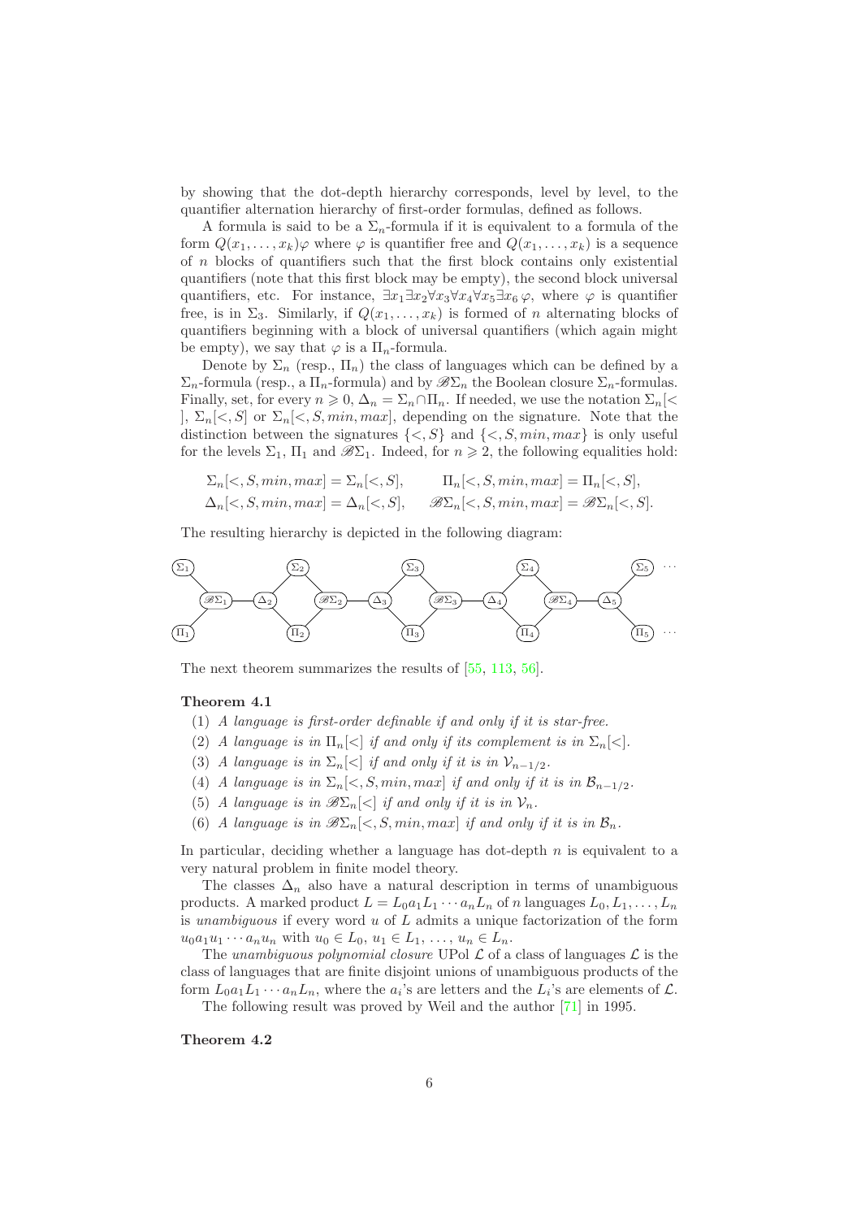by showing that the dot-depth hierarchy corresponds, level by level, to the quantifier alternation hierarchy of first-order formulas, defined as follows.

A formula is said to be a $\Sigma_n$-formula if it is equivalent to a formula of the form $Q(x_1, \ldots, x_k)\varphi$ where $\varphi$ is quantifier free and $Q(x_1, \ldots, x_k)$ is a sequence of $n$ blocks of quantifiers such that the first block contains only existential quantifiers (note that this first block may be empty), the second block universal quantifiers, etc. For instance, $\exists x_1 \exists x_2 \forall x_3 \forall x_4 \forall x_5 \exists x_6\, \varphi$, where $\varphi$ is quantifier free, is in $\Sigma_3$. Similarly, if $Q(x_1, \ldots, x_k)$ is formed of $n$ alternating blocks of quantifiers beginning with a block of universal quantifiers (which again might be empty), we say that $\varphi$ is a $\Pi_n$-formula.

Denote by $\Sigma_n$ (resp., $\Pi_n$) the class of languages which can be defined by a $\Sigma_n$-formula (resp., a $\Pi_n$-formula) and by $\mathscr{B}\Sigma_n$ the Boolean closure $\Sigma_n$-formulas. Finally, set, for every $n \geqslant 0$, $\Delta_n = \Sigma_n \cap \Pi_n$. If needed, we use the notation $\Sigma_n[<]$, $\Sigma_n[<, S]$ or $\Sigma_n[<, S, min, max]$, depending on the signature. Note that the distinction between the signatures $\{<, S\}$ and $\{<, S, min, max\}$ is only useful for the levels $\Sigma_1$, $\Pi_1$ and $\mathscr{B}\Sigma_1$. Indeed, for $n \geqslant 2$, the following equalities hold:

$$\Sigma_n[<, S, min, max] = \Sigma_n[<, S], \qquad \Pi_n[<, S, min, max] = \Pi_n[<, S],$$
$$\Delta_n[<, S, min, max] = \Delta_n[<, S], \qquad \mathscr{B}\Sigma_n[<, S, min, max] = \mathscr{B}\Sigma_n[<, S].$$

The resulting hierarchy is depicted in the following diagram:

$\Sigma_1$, $\Pi_1$ — $\mathscr{B}\Sigma_1$ — $\Delta_2$ — ($\Sigma_2$, $\Pi_2$) — $\mathscr{B}\Sigma_2$ — $\Delta_3$ — ($\Sigma_3$, $\Pi_3$) — $\mathscr{B}\Sigma_3$ — $\Delta_4$ — ($\Sigma_4$, $\Pi_4$) — $\mathscr{B}\Sigma_4$ — $\Delta_5$ — ($\Sigma_5$, $\Pi_5$) $\cdots$

The next theorem summarizes the results of [55, 113, 56].

**Theorem 4.1**

(1) *A language is first-order definable if and only if it is star-free.*

(2) *A language is in $\Pi_n[<]$ if and only if its complement is in $\Sigma_n[<]$.*

(3) *A language is in $\Sigma_n[<]$ if and only if it is in $\mathcal{V}_{n-1/2}$.*

(4) *A language is in $\Sigma_n[<, S, min, max]$ if and only if it is in $\mathcal{B}_{n-1/2}$.*

(5) *A language is in $\mathscr{B}\Sigma_n[<]$ if and only if it is in $\mathcal{V}_n$.*

(6) *A language is in $\mathscr{B}\Sigma_n[<, S, min, max]$ if and only if it is in $\mathcal{B}_n$.*

In particular, deciding whether a language has dot-depth $n$ is equivalent to a very natural problem in finite model theory.

The classes $\Delta_n$ also have a natural description in terms of unambiguous products. A marked product $L = L_0 a_1 L_1 \cdots a_n L_n$ of $n$ languages $L_0, L_1, \ldots, L_n$ is *unambiguous* if every word $u$ of $L$ admits a unique factorization of the form $u_0 a_1 u_1 \cdots a_n u_n$ with $u_0 \in L_0$, $u_1 \in L_1$, $\ldots$, $u_n \in L_n$.

The *unambiguous polynomial closure* UPol $\mathcal{L}$ of a class of languages $\mathcal{L}$ is the class of languages that are finite disjoint unions of unambiguous products of the form $L_0 a_1 L_1 \cdots a_n L_n$, where the $a_i$'s are letters and the $L_i$'s are elements of $\mathcal{L}$.

The following result was proved by Weil and the author [71] in 1995.

**Theorem 4.2**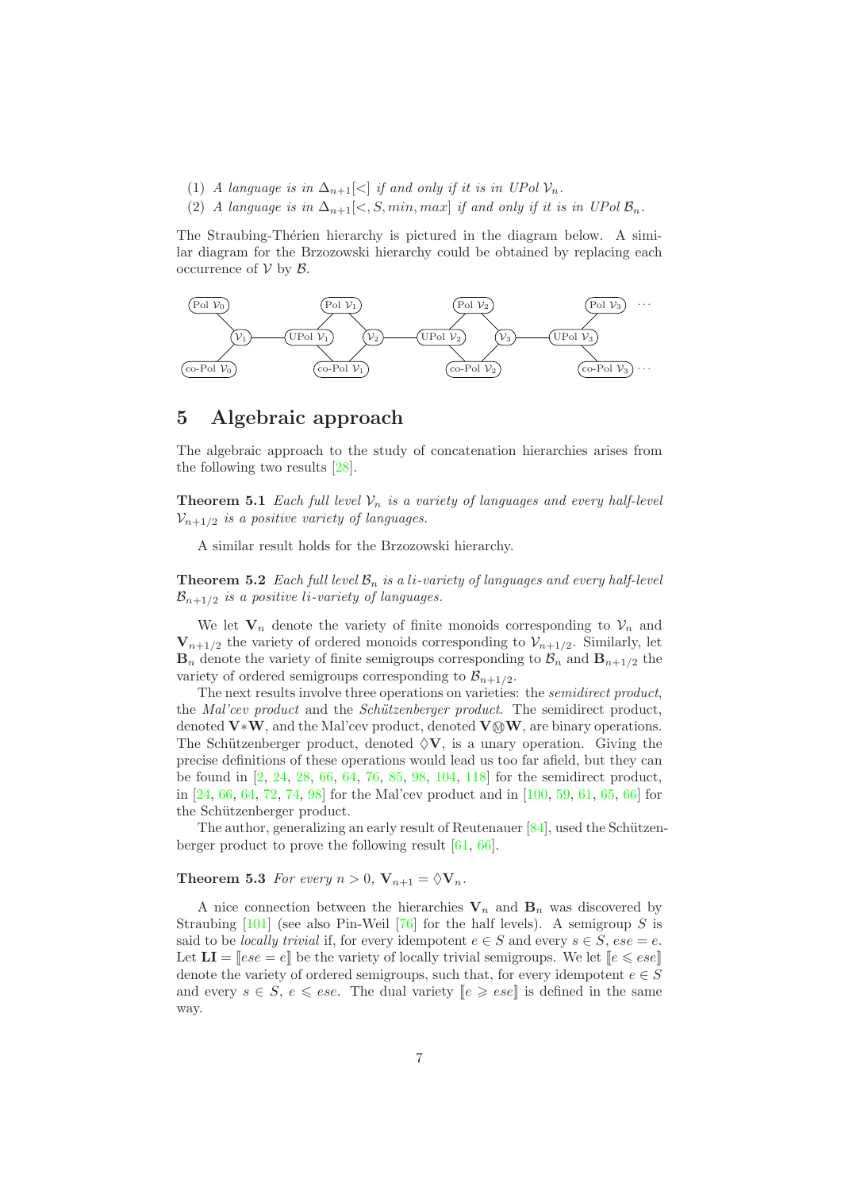(1) *A language is in* $\Delta_{n+1}[<]$ *if and only if it is in* $UPol\,\mathcal{V}_n$.
(2) *A language is in* $\Delta_{n+1}[<, S, min, max]$ *if and only if it is in* $UPol\,\mathcal{B}_n$.

The Straubing-Thérien hierarchy is pictured in the diagram below. A similar diagram for the Brzozowski hierarchy could be obtained by replacing each occurrence of $\mathcal{V}$ by $\mathcal{B}$.

## 5 Algebraic approach

The algebraic approach to the study of concatenation hierarchies arises from the following two results [28].

**Theorem 5.1** *Each full level* $\mathcal{V}_n$ *is a variety of languages and every half-level* $\mathcal{V}_{n+1/2}$ *is a positive variety of languages.*

A similar result holds for the Brzozowski hierarchy.

**Theorem 5.2** *Each full level* $\mathcal{B}_n$ *is a li-variety of languages and every half-level* $\mathcal{B}_{n+1/2}$ *is a positive li-variety of languages.*

We let $\mathbf{V}_n$ denote the variety of finite monoids corresponding to $\mathcal{V}_n$ and $\mathbf{V}_{n+1/2}$ the variety of ordered monoids corresponding to $\mathcal{V}_{n+1/2}$. Similarly, let $\mathbf{B}_n$ denote the variety of finite semigroups corresponding to $\mathcal{B}_n$ and $\mathbf{B}_{n+1/2}$ the variety of ordered semigroups corresponding to $\mathcal{B}_{n+1/2}$.

The next results involve three operations on varieties: the *semidirect product*, the *Mal'cev product* and the *Schützenberger product*. The semidirect product, denoted $\mathbf{V} * \mathbf{W}$, and the Mal'cev product, denoted $\mathbf{V} \textcircled{m} \mathbf{W}$, are binary operations. The Schützenberger product, denoted $\Diamond\mathbf{V}$, is a unary operation. Giving the precise definitions of these operations would lead us too far afield, but they can be found in [2, 24, 28, 66, 64, 76, 85, 98, 104, 118] for the semidirect product, in [24, 66, 64, 72, 74, 98] for the Mal'cev product and in [100, 59, 61, 65, 66] for the Schützenberger product.

The author, generalizing an early result of Reutenauer [84], used the Schützenberger product to prove the following result [61, 66].

**Theorem 5.3** *For every* $n > 0$, $\mathbf{V}_{n+1} = \Diamond\mathbf{V}_n$.

A nice connection between the hierarchies $\mathbf{V}_n$ and $\mathbf{B}_n$ was discovered by Straubing [101] (see also Pin-Weil [76] for the half levels). A semigroup $S$ is said to be *locally trivial* if, for every idempotent $e \in S$ and every $s \in S$, $ese = e$. Let $\mathbf{LI} = [\![ese = e]\!]$ be the variety of locally trivial semigroups. We let $[\![e \leqslant ese]\!]$ denote the variety of ordered semigroups, such that, for every idempotent $e \in S$ and every $s \in S$, $e \leqslant ese$. The dual variety $[\![e \geqslant ese]\!]$ is defined in the same way.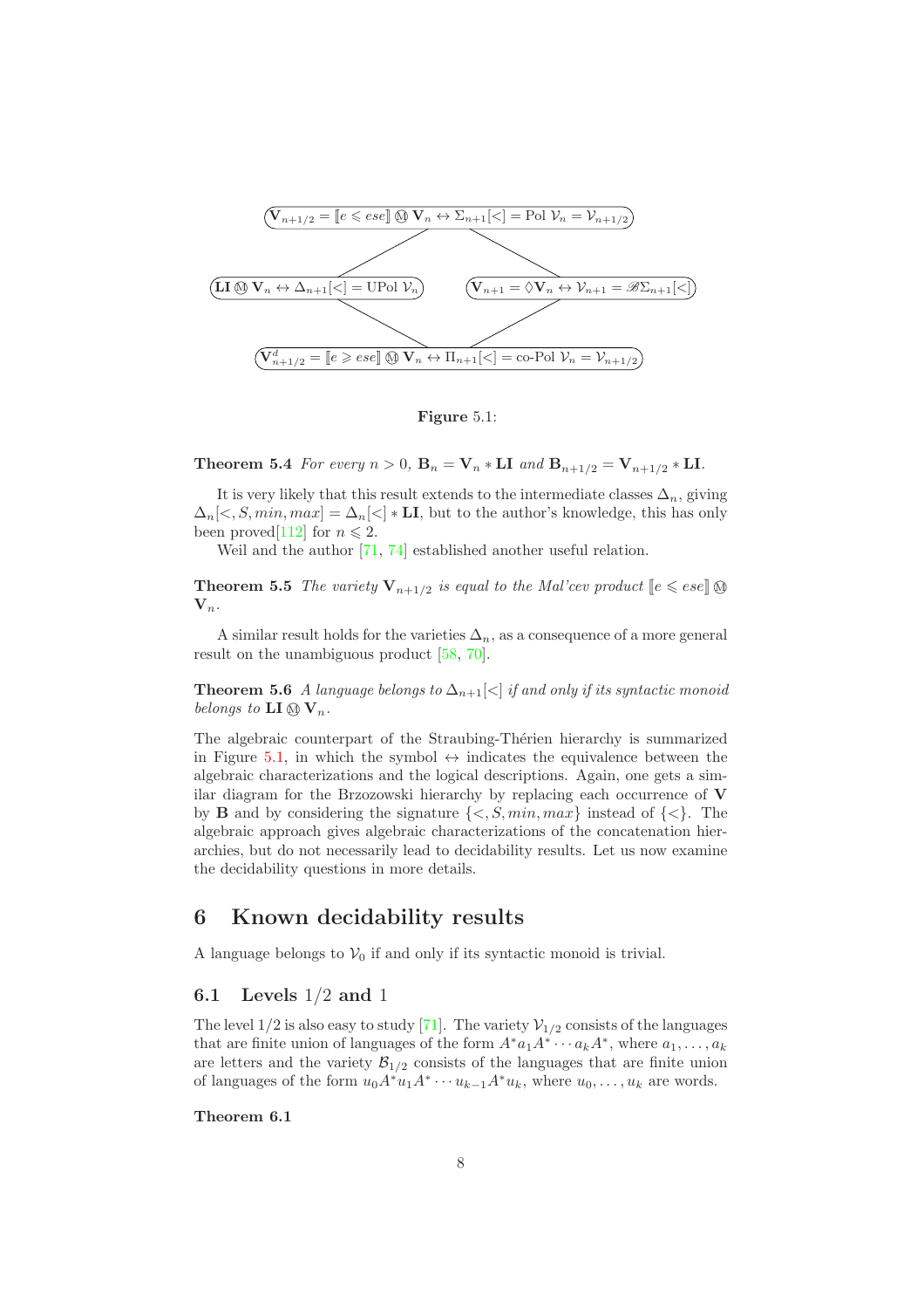$$\mathbf{V}_{n+1/2} = [\![e \leqslant ese]\!] ⓜ \mathbf{V}_n \leftrightarrow \Sigma_{n+1}[<] = \text{Pol } \mathcal{V}_n = \mathcal{V}_{n+1/2}$$

$$\mathbf{LI} ⓜ \mathbf{V}_n \leftrightarrow \Delta_{n+1}[<] = \text{UPol } \mathcal{V}_n \qquad \mathbf{V}_{n+1} = \Diamond \mathbf{V}_n \leftrightarrow \mathcal{V}_{n+1} = \mathscr{B}\Sigma_{n+1}[<]$$

$$\mathbf{V}^d_{n+1/2} = [\![e \geqslant ese]\!] ⓜ \mathbf{V}_n \leftrightarrow \Pi_{n+1}[<] = \text{co-Pol } \mathcal{V}_n = \mathcal{V}_{n+1/2}$$

**Figure** 5.1:

**Theorem 5.4** *For every $n > 0$, $\mathbf{B}_n = \mathbf{V}_n * \mathbf{LI}$ and $\mathbf{B}_{n+1/2} = \mathbf{V}_{n+1/2} * \mathbf{LI}$.*

It is very likely that this result extends to the intermediate classes $\Delta_n$, giving $\Delta_n[<, S, min, max] = \Delta_n[<] * \mathbf{LI}$, but to the author's knowledge, this has only been proved[112] for $n \leqslant 2$.

Weil and the author [71, 74] established another useful relation.

**Theorem 5.5** *The variety $\mathbf{V}_{n+1/2}$ is equal to the Mal'cev product $[\![e \leqslant ese]\!] ⓜ \mathbf{V}_n$.*

A similar result holds for the varieties $\Delta_n$, as a consequence of a more general result on the unambiguous product [58, 70].

**Theorem 5.6** *A language belongs to $\Delta_{n+1}[<]$ if and only if its syntactic monoid belongs to $\mathbf{LI} ⓜ \mathbf{V}_n$.*

The algebraic counterpart of the Straubing-Thérien hierarchy is summarized in Figure 5.1, in which the symbol $\leftrightarrow$ indicates the equivalence between the algebraic characterizations and the logical descriptions. Again, one gets a similar diagram for the Brzozowski hierarchy by replacing each occurrence of $\mathbf{V}$ by $\mathbf{B}$ and by considering the signature $\{<, S, min, max\}$ instead of $\{<\}$. The algebraic approach gives algebraic characterizations of the concatenation hierarchies, but do not necessarily lead to decidability results. Let us now examine the decidability questions in more details.

# 6 Known decidability results

A language belongs to $\mathcal{V}_0$ if and only if its syntactic monoid is trivial.

## 6.1 Levels 1/2 and 1

The level 1/2 is also easy to study [71]. The variety $\mathcal{V}_{1/2}$ consists of the languages that are finite union of languages of the form $A^*a_1A^* \cdots a_kA^*$, where $a_1, \ldots, a_k$ are letters and the variety $\mathcal{B}_{1/2}$ consists of the languages that are finite union of languages of the form $u_0A^*u_1A^* \cdots u_{k-1}A^*u_k$, where $u_0, \ldots, u_k$ are words.

**Theorem 6.1**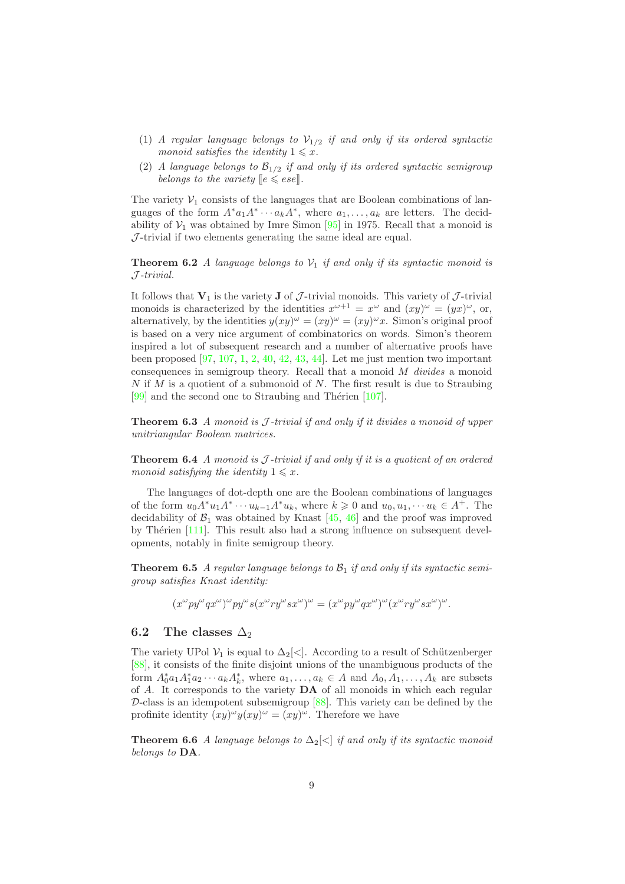(1) *A regular language belongs to $\mathcal{V}_{1/2}$ if and only if its ordered syntactic monoid satisfies the identity $1 \leqslant x$.*

(2) *A language belongs to $\mathcal{B}_{1/2}$ if and only if its ordered syntactic semigroup belongs to the variety $[\![e \leqslant ese]\!]$.*

The variety $\mathcal{V}_1$ consists of the languages that are Boolean combinations of languages of the form $A^*a_1A^* \cdots a_kA^*$, where $a_1, \ldots, a_k$ are letters. The decidability of $\mathcal{V}_1$ was obtained by Imre Simon [95] in 1975. Recall that a monoid is $\mathcal{J}$-trivial if two elements generating the same ideal are equal.

**Theorem 6.2** *A language belongs to $\mathcal{V}_1$ if and only if its syntactic monoid is $\mathcal{J}$-trivial.*

It follows that $\mathbf{V}_1$ is the variety $\mathbf{J}$ of $\mathcal{J}$-trivial monoids. This variety of $\mathcal{J}$-trivial monoids is characterized by the identities $x^{\omega+1} = x^\omega$ and $(xy)^\omega = (yx)^\omega$, or, alternatively, by the identities $y(xy)^\omega = (xy)^\omega = (xy)^\omega x$. Simon's original proof is based on a very nice argument of combinatorics on words. Simon's theorem inspired a lot of subsequent research and a number of alternative proofs have been proposed [97, 107, 1, 2, 40, 42, 43, 44]. Let me just mention two important consequences in semigroup theory. Recall that a monoid $M$ *divides* a monoid $N$ if $M$ is a quotient of a submonoid of $N$. The first result is due to Straubing [99] and the second one to Straubing and Thérien [107].

**Theorem 6.3** *A monoid is $\mathcal{J}$-trivial if and only if it divides a monoid of upper unitriangular Boolean matrices.*

**Theorem 6.4** *A monoid is $\mathcal{J}$-trivial if and only if it is a quotient of an ordered monoid satisfying the identity $1 \leqslant x$.*

The languages of dot-depth one are the Boolean combinations of languages of the form $u_0A^*u_1A^* \cdots u_{k-1}A^*u_k$, where $k \geqslant 0$ and $u_0, u_1, \cdots u_k \in A^+$. The decidability of $\mathcal{B}_1$ was obtained by Knast [45, 46] and the proof was improved by Thérien [111]. This result also had a strong influence on subsequent developments, notably in finite semigroup theory.

**Theorem 6.5** *A regular language belongs to $\mathcal{B}_1$ if and only if its syntactic semigroup satisfies Knast identity:*

$$(x^\omega py^\omega qx^\omega)^\omega py^\omega s(x^\omega ry^\omega sx^\omega)^\omega = (x^\omega py^\omega qx^\omega)^\omega(x^\omega ry^\omega sx^\omega)^\omega.$$

## 6.2 The classes $\Delta_2$

The variety UPol $\mathcal{V}_1$ is equal to $\Delta_2[<]$. According to a result of Schützenberger [88], it consists of the finite disjoint unions of the unambiguous products of the form $A_0^*a_1A_1^*a_2 \cdots a_kA_k^*$, where $a_1, \ldots, a_k \in A$ and $A_0, A_1, \ldots, A_k$ are subsets of $A$. It corresponds to the variety $\mathbf{DA}$ of all monoids in which each regular $\mathcal{D}$-class is an idempotent subsemigroup [88]. This variety can be defined by the profinite identity $(xy)^\omega y(xy)^\omega = (xy)^\omega$. Therefore we have

**Theorem 6.6** *A language belongs to $\Delta_2[<]$ if and only if its syntactic monoid belongs to $\mathbf{DA}$.*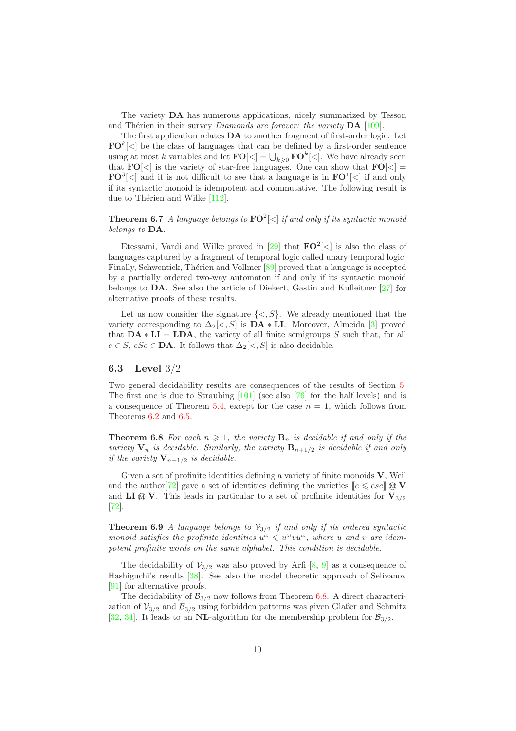The variety **DA** has numerous applications, nicely summarized by Tesson and Thérien in their survey *Diamonds are forever: the variety* **DA** [109].

The first application relates **DA** to another fragment of first-order logic. Let $\mathbf{FO}^k[<]$ be the class of languages that can be defined by a first-order sentence using at most $k$ variables and let $\mathbf{FO}[<] = \bigcup_{k \geqslant 0} \mathbf{FO}^k[<]$. We have already seen that $\mathbf{FO}[<]$ is the variety of star-free languages. One can show that $\mathbf{FO}[<] = \mathbf{FO}^3[<]$ and it is not difficult to see that a language is in $\mathbf{FO}^1[<]$ if and only if its syntactic monoid is idempotent and commutative. The following result is due to Thérien and Wilke [112].

**Theorem 6.7** *A language belongs to* $\mathbf{FO}^2[<]$ *if and only if its syntactic monoid belongs to* **DA**.

Etessami, Vardi and Wilke proved in [29] that $\mathbf{FO}^2[<]$ is also the class of languages captured by a fragment of temporal logic called unary temporal logic. Finally, Schwentick, Thérien and Vollmer [89] proved that a language is accepted by a partially ordered two-way automaton if and only if its syntactic monoid belongs to **DA**. See also the article of Diekert, Gastin and Kufleitner [27] for alternative proofs of these results.

Let us now consider the signature $\{<, S\}$. We already mentioned that the variety corresponding to $\Delta_2[<, S]$ is $\mathbf{DA} * \mathbf{LI}$. Moreover, Almeida [3] proved that $\mathbf{DA} * \mathbf{LI} = \mathbf{LDA}$, the variety of all finite semigroups $S$ such that, for all $e \in S$, $eSe \in \mathbf{DA}$. It follows that $\Delta_2[<, S]$ is also decidable.

## 6.3 Level 3/2

Two general decidability results are consequences of the results of Section 5. The first one is due to Straubing [101] (see also [76] for the half levels) and is a consequence of Theorem 5.4, except for the case $n = 1$, which follows from Theorems 6.2 and 6.5.

**Theorem 6.8** *For each* $n \geqslant 1$*, the variety* $\mathbf{B}_n$ *is decidable if and only if the variety* $\mathbf{V}_n$ *is decidable. Similarly, the variety* $\mathbf{B}_{n+1/2}$ *is decidable if and only if the variety* $\mathbf{V}_{n+1/2}$ *is decidable.*

Given a set of profinite identities defining a variety of finite monoids $\mathbf{V}$, Weil and the author[72] gave a set of identities defining the varieties $[\![e \leqslant ese]\!] \circledM \mathbf{V}$ and $\mathbf{LI} \circledM \mathbf{V}$. This leads in particular to a set of profinite identities for $\mathbf{V}_{3/2}$ [72].

**Theorem 6.9** *A language belongs to* $\mathcal{V}_{3/2}$ *if and only if its ordered syntactic monoid satisfies the profinite identities* $u^\omega \leqslant u^\omega v u^\omega$*, where* $u$ *and* $v$ *are idempotent profinite words on the same alphabet. This condition is decidable.*

The decidability of $\mathcal{V}_{3/2}$ was also proved by Arfi [8, 9] as a consequence of Hashiguchi's results [38]. See also the model theoretic approach of Selivanov [91] for alternative proofs.

The decidability of $\mathcal{B}_{3/2}$ now follows from Theorem 6.8. A direct characterization of $\mathcal{V}_{3/2}$ and $\mathcal{B}_{3/2}$ using forbidden patterns was given Glaßer and Schmitz [32, 34]. It leads to an **NL**-algorithm for the membership problem for $\mathcal{B}_{3/2}$.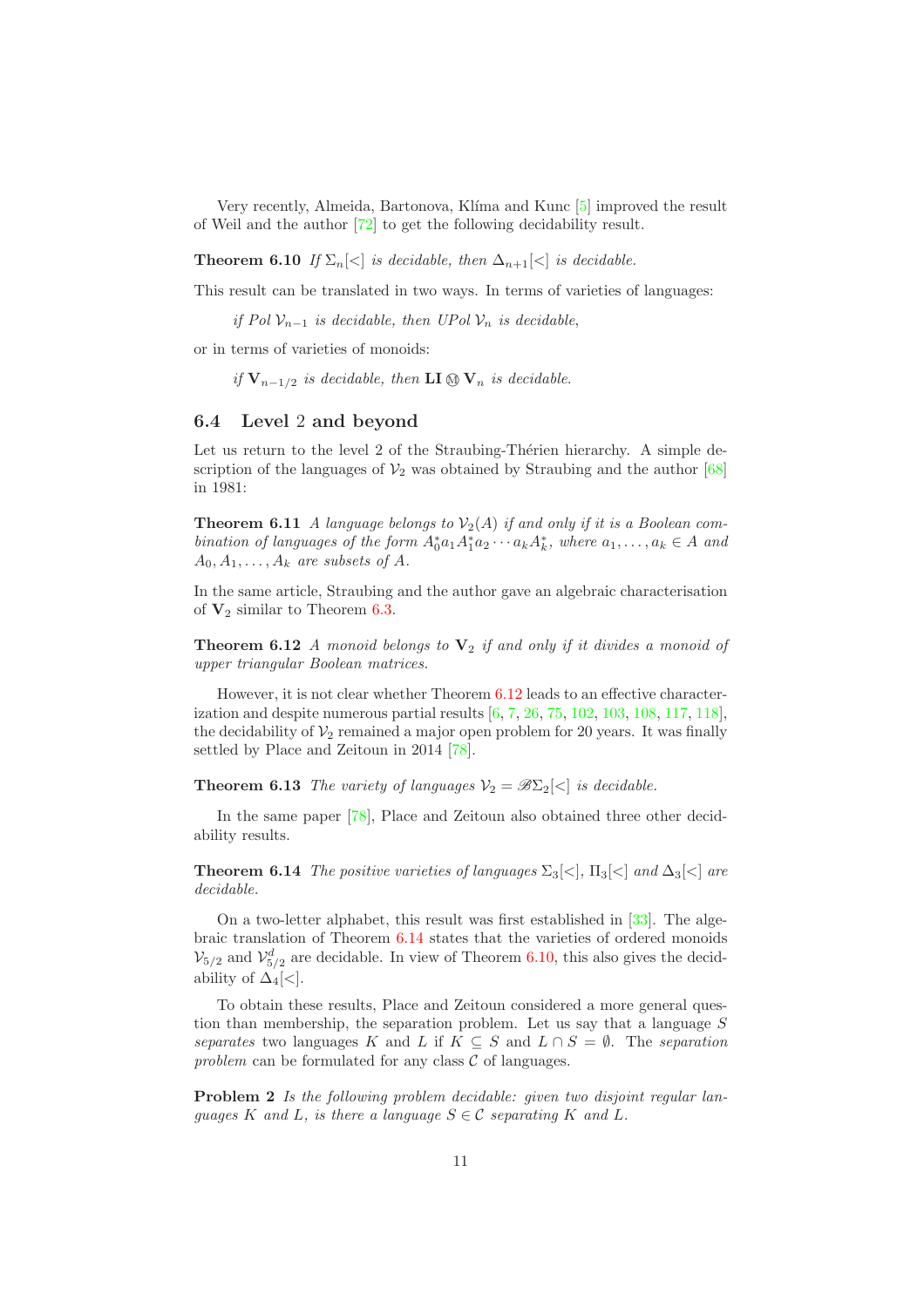Very recently, Almeida, Bartonova, Klíma and Kunc [5] improved the result of Weil and the author [72] to get the following decidability result.

**Theorem 6.10** *If $\Sigma_n[<]$ is decidable, then $\Delta_{n+1}[<]$ is decidable.*

This result can be translated in two ways. In terms of varieties of languages:

> *if $Pol\,\mathcal{V}_{n-1}$ is decidable, then $UPol\,\mathcal{V}_n$ is decidable,*

or in terms of varieties of monoids:

> *if $\mathbf{V}_{n-1/2}$ is decidable, then $\mathbf{LI} \circledM \mathbf{V}_n$ is decidable.*

## 6.4 Level 2 and beyond

Let us return to the level 2 of the Straubing-Thérien hierarchy. A simple description of the languages of $\mathcal{V}_2$ was obtained by Straubing and the author [68] in 1981:

**Theorem 6.11** *A language belongs to $\mathcal{V}_2(A)$ if and only if it is a Boolean combination of languages of the form $A_0^*a_1A_1^*a_2 \cdots a_kA_k^*$, where $a_1, \ldots, a_k \in A$ and $A_0, A_1, \ldots, A_k$ are subsets of $A$.*

In the same article, Straubing and the author gave an algebraic characterisation of $\mathbf{V}_2$ similar to Theorem 6.3.

**Theorem 6.12** *A monoid belongs to $\mathbf{V}_2$ if and only if it divides a monoid of upper triangular Boolean matrices.*

However, it is not clear whether Theorem 6.12 leads to an effective characterization and despite numerous partial results [6, 7, 26, 75, 102, 103, 108, 117, 118], the decidability of $\mathcal{V}_2$ remained a major open problem for 20 years. It was finally settled by Place and Zeitoun in 2014 [78].

**Theorem 6.13** *The variety of languages $\mathcal{V}_2 = \mathscr{B}\Sigma_2[<]$ is decidable.*

In the same paper [78], Place and Zeitoun also obtained three other decidability results.

**Theorem 6.14** *The positive varieties of languages $\Sigma_3[<]$, $\Pi_3[<]$ and $\Delta_3[<]$ are decidable.*

On a two-letter alphabet, this result was first established in [33]. The algebraic translation of Theorem 6.14 states that the varieties of ordered monoids $\mathcal{V}_{5/2}$ and $\mathcal{V}_{5/2}^d$ are decidable. In view of Theorem 6.10, this also gives the decidability of $\Delta_4[<]$.

To obtain these results, Place and Zeitoun considered a more general question than membership, the separation problem. Let us say that a language $S$ *separates* two languages $K$ and $L$ if $K \subseteq S$ and $L \cap S = \emptyset$. The *separation problem* can be formulated for any class $\mathcal{C}$ of languages.

**Problem 2** *Is the following problem decidable: given two disjoint regular languages $K$ and $L$, is there a language $S \in \mathcal{C}$ separating $K$ and $L$.*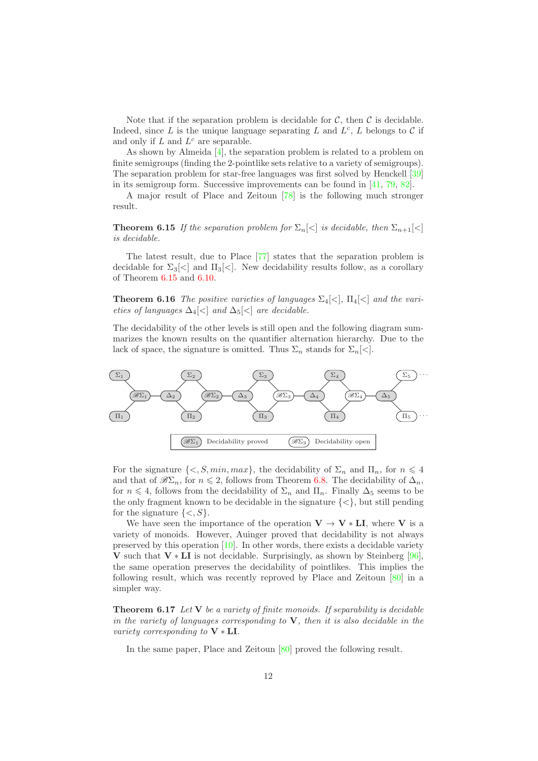Note that if the separation problem is decidable for $\mathcal{C}$, then $\mathcal{C}$ is decidable. Indeed, since $L$ is the unique language separating $L$ and $L^c$, $L$ belongs to $\mathcal{C}$ if and only if $L$ and $L^c$ are separable.

As shown by Almeida [4], the separation problem is related to a problem on finite semigroups (finding the 2-pointlike sets relative to a variety of semigroups). The separation problem for star-free languages was first solved by Henckell [39] in its semigroup form. Successive improvements can be found in [41, 79, 82].

A major result of Place and Zeitoun [78] is the following much stronger result.

**Theorem 6.15** *If the separation problem for $\Sigma_n[<]$ is decidable, then $\Sigma_{n+1}[<]$ is decidable.*

The latest result, due to Place [77] states that the separation problem is decidable for $\Sigma_3[<]$ and $\Pi_3[<]$. New decidability results follow, as a corollary of Theorem 6.15 and 6.10.

**Theorem 6.16** *The positive varieties of languages $\Sigma_4[<]$, $\Pi_4[<]$ and the varieties of languages $\Delta_4[<]$ and $\Delta_5[<]$ are decidable.*

The decidability of the other levels is still open and the following diagram summarizes the known results on the quantifier alternation hierarchy. Due to the lack of space, the signature is omitted. Thus $\Sigma_n$ stands for $\Sigma_n[<]$.

$\Sigma_1$, $\mathscr{B}\Sigma_1$, $\Pi_1$, $\Delta_2$, $\Sigma_2$, $\Pi_2$, $\mathscr{B}\Sigma_2$, $\Delta_3$, $\Sigma_3$, $\Pi_3$, $\mathscr{B}\Sigma_3$, $\Delta_4$, $\Sigma_4$, $\Pi_4$, $\mathscr{B}\Sigma_4$, $\Delta_5$, $\Sigma_5$ ..., $\Pi_5$ ...

$\mathscr{B}\Sigma_1$ Decidability proved — $\mathscr{B}\Sigma_3$ Decidability open

For the signature $\{<, S, min, max\}$, the decidability of $\Sigma_n$ and $\Pi_n$, for $n \leqslant 4$ and that of $\mathscr{B}\Sigma_n$, for $n \leqslant 2$, follows from Theorem 6.8. The decidability of $\Delta_n$, for $n \leqslant 4$, follows from the decidability of $\Sigma_n$ and $\Pi_n$. Finally $\Delta_5$ seems to be the only fragment known to be decidable in the signature $\{<\}$, but still pending for the signature $\{<, S\}$.

We have seen the importance of the operation $\mathbf{V} \to \mathbf{V} * \mathbf{LI}$, where $\mathbf{V}$ is a variety of monoids. However, Auinger proved that decidability is not always preserved by this operation [10]. In other words, there exists a decidable variety $\mathbf{V}$ such that $\mathbf{V} * \mathbf{LI}$ is not decidable. Surprisingly, as shown by Steinberg [96], the same operation preserves the decidability of pointlikes. This implies the following result, which was recently reproved by Place and Zeitoun [80] in a simpler way.

**Theorem 6.17** *Let $\mathbf{V}$ be a variety of finite monoids. If separability is decidable in the variety of languages corresponding to $\mathbf{V}$, then it is also decidable in the variety corresponding to $\mathbf{V} * \mathbf{LI}$.*

In the same paper, Place and Zeitoun [80] proved the following result.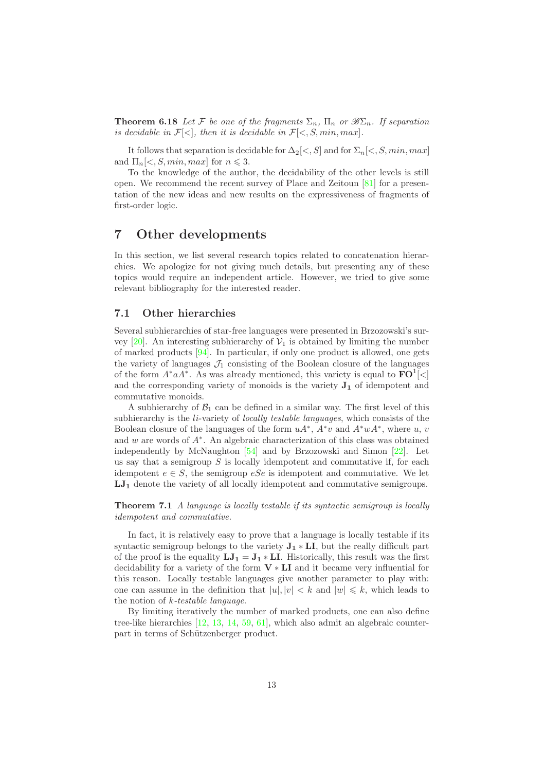**Theorem 6.18** *Let $\mathcal{F}$ be one of the fragments $\Sigma_n$, $\Pi_n$ or $\mathscr{B}\Sigma_n$. If separation is decidable in $\mathcal{F}[<]$, then it is decidable in $\mathcal{F}[<, S, min, max]$.*

It follows that separation is decidable for $\Delta_2[<, S]$ and for $\Sigma_n[<, S, min, max]$ and $\Pi_n[<, S, min, max]$ for $n \leqslant 3$.

To the knowledge of the author, the decidability of the other levels is still open. We recommend the recent survey of Place and Zeitoun [81] for a presentation of the new ideas and new results on the expressiveness of fragments of first-order logic.

# 7 Other developments

In this section, we list several research topics related to concatenation hierarchies. We apologize for not giving much details, but presenting any of these topics would require an independent article. However, we tried to give some relevant bibliography for the interested reader.

## 7.1 Other hierarchies

Several subhierarchies of star-free languages were presented in Brzozowski's survey [20]. An interesting subhierarchy of $\mathcal{V}_1$ is obtained by limiting the number of marked products [94]. In particular, if only one product is allowed, one gets the variety of languages $\mathcal{J}_1$ consisting of the Boolean closure of the languages of the form $A^*aA^*$. As was already mentioned, this variety is equal to $\mathbf{FO}^1[<]$ and the corresponding variety of monoids is the variety $\mathbf{J_1}$ of idempotent and commutative monoids.

A subhierarchy of $\mathcal{B}_1$ can be defined in a similar way. The first level of this subhierarchy is the *li*-variety of *locally testable languages*, which consists of the Boolean closure of the languages of the form $uA^*$, $A^*v$ and $A^*wA^*$, where $u$, $v$ and $w$ are words of $A^*$. An algebraic characterization of this class was obtained independently by McNaughton [54] and by Brzozowski and Simon [22]. Let us say that a semigroup $S$ is locally idempotent and commutative if, for each idempotent $e \in S$, the semigroup $eSe$ is idempotent and commutative. We let $\mathbf{LJ_1}$ denote the variety of all locally idempotent and commutative semigroups.

**Theorem 7.1** *A language is locally testable if its syntactic semigroup is locally idempotent and commutative.*

In fact, it is relatively easy to prove that a language is locally testable if its syntactic semigroup belongs to the variety $\mathbf{J_1} * \mathbf{LI}$, but the really difficult part of the proof is the equality $\mathbf{LJ_1} = \mathbf{J_1} * \mathbf{LI}$. Historically, this result was the first decidability for a variety of the form $\mathbf{V} * \mathbf{LI}$ and it became very influential for this reason. Locally testable languages give another parameter to play with: one can assume in the definition that $|u|, |v| < k$ and $|w| \leqslant k$, which leads to the notion of *k-testable language*.

By limiting iteratively the number of marked products, one can also define tree-like hierarchies [12, 13, 14, 59, 61], which also admit an algebraic counterpart in terms of Schützenberger product.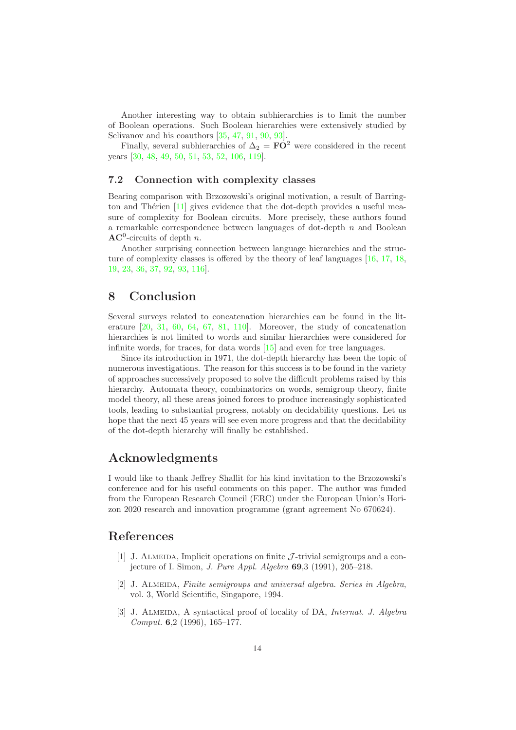Another interesting way to obtain subhierarchies is to limit the number of Boolean operations. Such Boolean hierarchies were extensively studied by Selivanov and his coauthors [35, 47, 91, 90, 93].

Finally, several subhierarchies of $\Delta_2 = \mathbf{FO}^2$ were considered in the recent years [30, 48, 49, 50, 51, 53, 52, 106, 119].

### 7.2 Connection with complexity classes

Bearing comparison with Brzozowski's original motivation, a result of Barrington and Thérien [11] gives evidence that the dot-depth provides a useful measure of complexity for Boolean circuits. More precisely, these authors found a remarkable correspondence between languages of dot-depth $n$ and Boolean $\mathbf{AC}^0$-circuits of depth $n$.

Another surprising connection between language hierarchies and the structure of complexity classes is offered by the theory of leaf languages [16, 17, 18, 19, 23, 36, 37, 92, 93, 116].

## 8 Conclusion

Several surveys related to concatenation hierarchies can be found in the literature [20, 31, 60, 64, 67, 81, 110]. Moreover, the study of concatenation hierarchies is not limited to words and similar hierarchies were considered for infinite words, for traces, for data words [15] and even for tree languages.

Since its introduction in 1971, the dot-depth hierarchy has been the topic of numerous investigations. The reason for this success is to be found in the variety of approaches successively proposed to solve the difficult problems raised by this hierarchy. Automata theory, combinatorics on words, semigroup theory, finite model theory, all these areas joined forces to produce increasingly sophisticated tools, leading to substantial progress, notably on decidability questions. Let us hope that the next 45 years will see even more progress and that the decidability of the dot-depth hierarchy will finally be established.

## Acknowledgments

I would like to thank Jeffrey Shallit for his kind invitation to the Brzozowski's conference and for his useful comments on this paper. The author was funded from the European Research Council (ERC) under the European Union's Horizon 2020 research and innovation programme (grant agreement No 670624).

## References

[1] J. Almeida, Implicit operations on finite $\mathcal{J}$-trivial semigroups and a conjecture of I. Simon, *J. Pure Appl. Algebra* **69**,3 (1991), 205–218.

[2] J. Almeida, *Finite semigroups and universal algebra. Series in Algebra*, vol. 3, World Scientific, Singapore, 1994.

[3] J. Almeida, A syntactical proof of locality of DA, *Internat. J. Algebra Comput.* **6**,2 (1996), 165–177.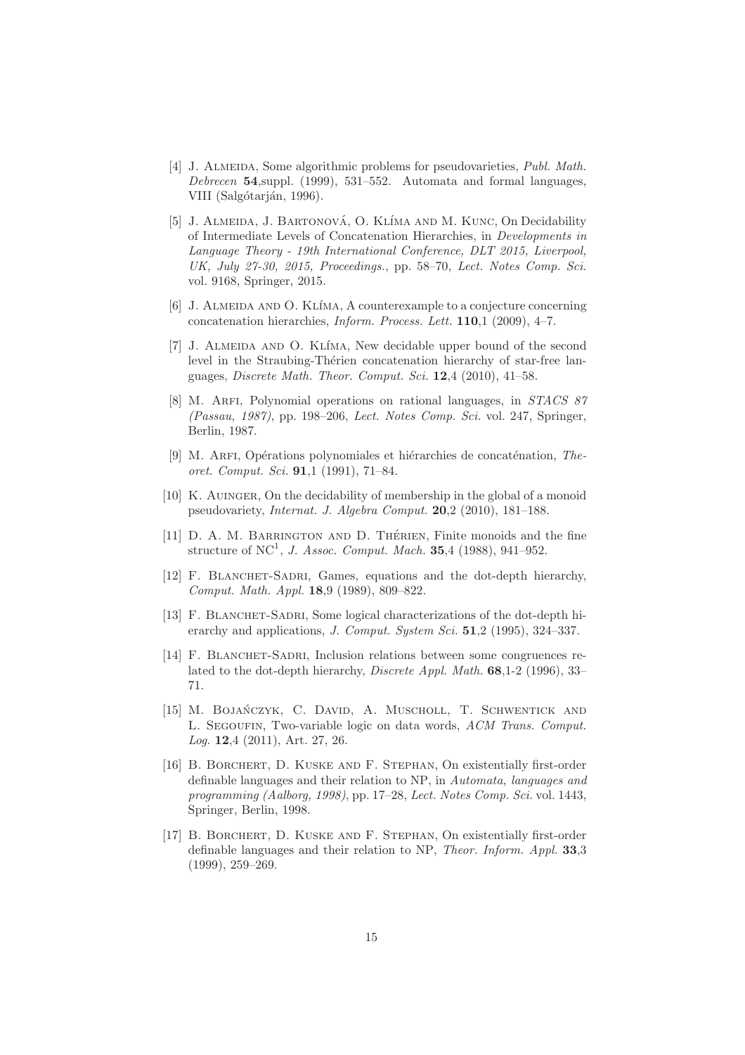[4] J. Almeida, Some algorithmic problems for pseudovarieties, *Publ. Math. Debrecen* **54**,suppl. (1999), 531–552. Automata and formal languages, VIII (Salgótarján, 1996).

[5] J. Almeida, J. Bartoňová, O. Klíma and M. Kunc, On Decidability of Intermediate Levels of Concatenation Hierarchies, in *Developments in Language Theory - 19th International Conference, DLT 2015, Liverpool, UK, July 27-30, 2015, Proceedings.*, pp. 58–70, *Lect. Notes Comp. Sci.* vol. 9168, Springer, 2015.

[6] J. Almeida and O. Klíma, A counterexample to a conjecture concerning concatenation hierarchies, *Inform. Process. Lett.* **110**,1 (2009), 4–7.

[7] J. Almeida and O. Klíma, New decidable upper bound of the second level in the Straubing-Thérien concatenation hierarchy of star-free languages, *Discrete Math. Theor. Comput. Sci.* **12**,4 (2010), 41–58.

[8] M. Arfi, Polynomial operations on rational languages, in *STACS 87 (Passau, 1987)*, pp. 198–206, *Lect. Notes Comp. Sci.* vol. 247, Springer, Berlin, 1987.

[9] M. Arfi, Opérations polynomiales et hiérarchies de concaténation, *Theoret. Comput. Sci.* **91**,1 (1991), 71–84.

[10] K. Auinger, On the decidability of membership in the global of a monoid pseudovariety, *Internat. J. Algebra Comput.* **20**,2 (2010), 181–188.

[11] D. A. M. Barrington and D. Thérien, Finite monoids and the fine structure of $\mathrm{NC}^1$, *J. Assoc. Comput. Mach.* **35**,4 (1988), 941–952.

[12] F. Blanchet-Sadri, Games, equations and the dot-depth hierarchy, *Comput. Math. Appl.* **18**,9 (1989), 809–822.

[13] F. Blanchet-Sadri, Some logical characterizations of the dot-depth hierarchy and applications, *J. Comput. System Sci.* **51**,2 (1995), 324–337.

[14] F. Blanchet-Sadri, Inclusion relations between some congruences related to the dot-depth hierarchy, *Discrete Appl. Math.* **68**,1-2 (1996), 33–71.

[15] M. Bojańczyk, C. David, A. Muscholl, T. Schwentick and L. Segoufin, Two-variable logic on data words, *ACM Trans. Comput. Log.* **12**,4 (2011), Art. 27, 26.

[16] B. Borchert, D. Kuske and F. Stephan, On existentially first-order definable languages and their relation to NP, in *Automata, languages and programming (Aalborg, 1998)*, pp. 17–28, *Lect. Notes Comp. Sci.* vol. 1443, Springer, Berlin, 1998.

[17] B. Borchert, D. Kuske and F. Stephan, On existentially first-order definable languages and their relation to NP, *Theor. Inform. Appl.* **33**,3 (1999), 259–269.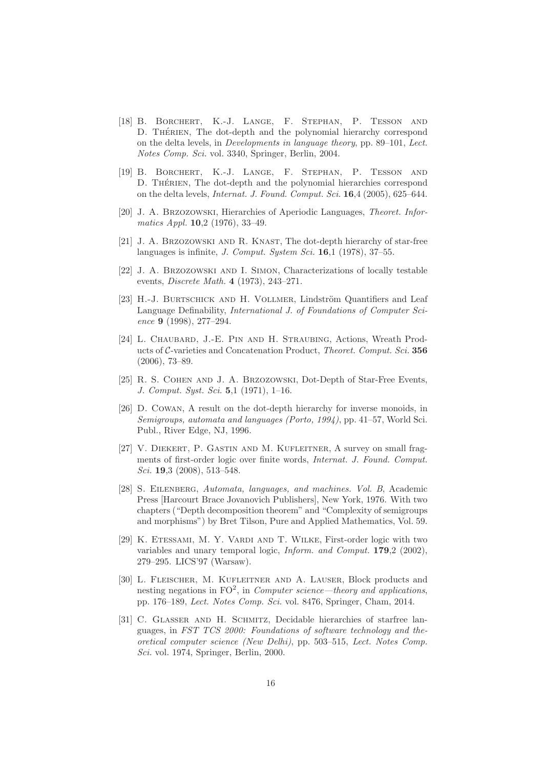[18] B. Borchert, K.-J. Lange, F. Stephan, P. Tesson and D. Thérien, The dot-depth and the polynomial hierarchy correspond on the delta levels, in *Developments in language theory*, pp. 89–101, *Lect. Notes Comp. Sci.* vol. 3340, Springer, Berlin, 2004.

[19] B. Borchert, K.-J. Lange, F. Stephan, P. Tesson and D. Thérien, The dot-depth and the polynomial hierarchies correspond on the delta levels, *Internat. J. Found. Comput. Sci.* **16**,4 (2005), 625–644.

[20] J. A. Brzozowski, Hierarchies of Aperiodic Languages, *Theoret. Informatics Appl.* **10**,2 (1976), 33–49.

[21] J. A. Brzozowski and R. Knast, The dot-depth hierarchy of star-free languages is infinite, *J. Comput. System Sci.* **16**,1 (1978), 37–55.

[22] J. A. Brzozowski and I. Simon, Characterizations of locally testable events, *Discrete Math.* **4** (1973), 243–271.

[23] H.-J. Burtschick and H. Vollmer, Lindström Quantifiers and Leaf Language Definability, *International J. of Foundations of Computer Science* **9** (1998), 277–294.

[24] L. Chaubard, J.-E. Pin and H. Straubing, Actions, Wreath Products of $\mathcal{C}$-varieties and Concatenation Product, *Theoret. Comput. Sci.* **356** (2006), 73–89.

[25] R. S. Cohen and J. A. Brzozowski, Dot-Depth of Star-Free Events, *J. Comput. Syst. Sci.* **5**,1 (1971), 1–16.

[26] D. Cowan, A result on the dot-depth hierarchy for inverse monoids, in *Semigroups, automata and languages (Porto, 1994)*, pp. 41–57, World Sci. Publ., River Edge, NJ, 1996.

[27] V. Diekert, P. Gastin and M. Kufleitner, A survey on small fragments of first-order logic over finite words, *Internat. J. Found. Comput. Sci.* **19**,3 (2008), 513–548.

[28] S. Eilenberg, *Automata, languages, and machines. Vol. B*, Academic Press [Harcourt Brace Jovanovich Publishers], New York, 1976. With two chapters ("Depth decomposition theorem" and "Complexity of semigroups and morphisms") by Bret Tilson, Pure and Applied Mathematics, Vol. 59.

[29] K. Etessami, M. Y. Vardi and T. Wilke, First-order logic with two variables and unary temporal logic, *Inform. and Comput.* **179**,2 (2002), 279–295. LICS'97 (Warsaw).

[30] L. Fleischer, M. Kufleitner and A. Lauser, Block products and nesting negations in $\mathrm{FO}^2$, in *Computer science—theory and applications*, pp. 176–189, *Lect. Notes Comp. Sci.* vol. 8476, Springer, Cham, 2014.

[31] C. Glasser and H. Schmitz, Decidable hierarchies of starfree languages, in *FST TCS 2000: Foundations of software technology and theoretical computer science (New Delhi)*, pp. 503–515, *Lect. Notes Comp. Sci.* vol. 1974, Springer, Berlin, 2000.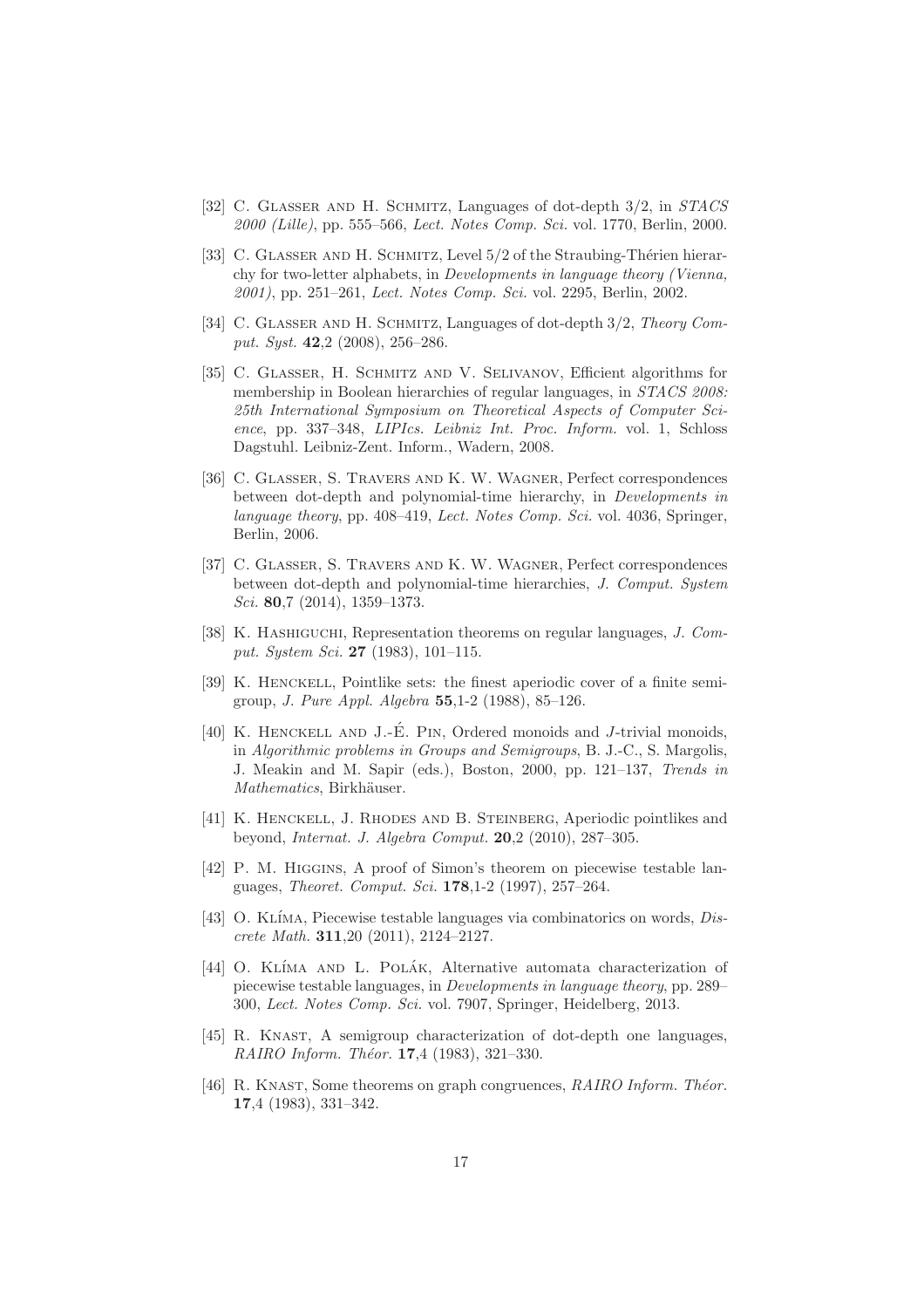[32] C. Glasser and H. Schmitz, Languages of dot-depth 3/2, in *STACS 2000 (Lille)*, pp. 555–566, *Lect. Notes Comp. Sci.* vol. 1770, Berlin, 2000.

[33] C. Glasser and H. Schmitz, Level 5/2 of the Straubing-Thérien hierarchy for two-letter alphabets, in *Developments in language theory (Vienna, 2001)*, pp. 251–261, *Lect. Notes Comp. Sci.* vol. 2295, Berlin, 2002.

[34] C. Glasser and H. Schmitz, Languages of dot-depth 3/2, *Theory Comput. Syst.* **42**,2 (2008), 256–286.

[35] C. Glasser, H. Schmitz and V. Selivanov, Efficient algorithms for membership in Boolean hierarchies of regular languages, in *STACS 2008: 25th International Symposium on Theoretical Aspects of Computer Science*, pp. 337–348, *LIPIcs. Leibniz Int. Proc. Inform.* vol. 1, Schloss Dagstuhl. Leibniz-Zent. Inform., Wadern, 2008.

[36] C. Glasser, S. Travers and K. W. Wagner, Perfect correspondences between dot-depth and polynomial-time hierarchy, in *Developments in language theory*, pp. 408–419, *Lect. Notes Comp. Sci.* vol. 4036, Springer, Berlin, 2006.

[37] C. Glasser, S. Travers and K. W. Wagner, Perfect correspondences between dot-depth and polynomial-time hierarchies, *J. Comput. System Sci.* **80**,7 (2014), 1359–1373.

[38] K. Hashiguchi, Representation theorems on regular languages, *J. Comput. System Sci.* **27** (1983), 101–115.

[39] K. Henckell, Pointlike sets: the finest aperiodic cover of a finite semigroup, *J. Pure Appl. Algebra* **55**,1-2 (1988), 85–126.

[40] K. Henckell and J.-É. Pin, Ordered monoids and $J$-trivial monoids, in *Algorithmic problems in Groups and Semigroups*, B. J.-C., S. Margolis, J. Meakin and M. Sapir (eds.), Boston, 2000, pp. 121–137, *Trends in Mathematics*, Birkhäuser.

[41] K. Henckell, J. Rhodes and B. Steinberg, Aperiodic pointlikes and beyond, *Internat. J. Algebra Comput.* **20**,2 (2010), 287–305.

[42] P. M. Higgins, A proof of Simon's theorem on piecewise testable languages, *Theoret. Comput. Sci.* **178**,1-2 (1997), 257–264.

[43] O. Klíma, Piecewise testable languages via combinatorics on words, *Discrete Math.* **311**,20 (2011), 2124–2127.

[44] O. Klíma and L. Polák, Alternative automata characterization of piecewise testable languages, in *Developments in language theory*, pp. 289–300, *Lect. Notes Comp. Sci.* vol. 7907, Springer, Heidelberg, 2013.

[45] R. Knast, A semigroup characterization of dot-depth one languages, *RAIRO Inform. Théor.* **17**,4 (1983), 321–330.

[46] R. Knast, Some theorems on graph congruences, *RAIRO Inform. Théor.* **17**,4 (1983), 331–342.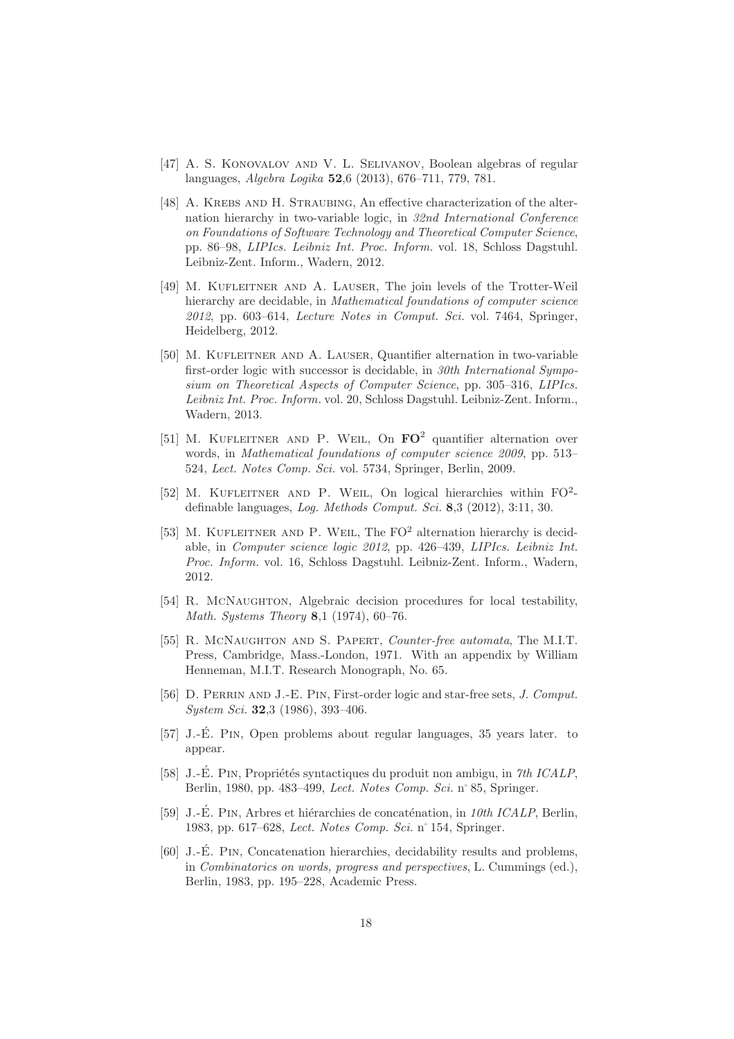[47] A. S. Konovalov and V. L. Selivanov, Boolean algebras of regular languages, *Algebra Logika* **52**,6 (2013), 676–711, 779, 781.

[48] A. Krebs and H. Straubing, An effective characterization of the alternation hierarchy in two-variable logic, in *32nd International Conference on Foundations of Software Technology and Theoretical Computer Science*, pp. 86–98, *LIPIcs. Leibniz Int. Proc. Inform.* vol. 18, Schloss Dagstuhl. Leibniz-Zent. Inform., Wadern, 2012.

[49] M. Kufleitner and A. Lauser, The join levels of the Trotter-Weil hierarchy are decidable, in *Mathematical foundations of computer science 2012*, pp. 603–614, *Lecture Notes in Comput. Sci.* vol. 7464, Springer, Heidelberg, 2012.

[50] M. Kufleitner and A. Lauser, Quantifier alternation in two-variable first-order logic with successor is decidable, in *30th International Symposium on Theoretical Aspects of Computer Science*, pp. 305–316, *LIPIcs. Leibniz Int. Proc. Inform.* vol. 20, Schloss Dagstuhl. Leibniz-Zent. Inform., Wadern, 2013.

[51] M. Kufleitner and P. Weil, On $\mathbf{FO}^2$ quantifier alternation over words, in *Mathematical foundations of computer science 2009*, pp. 513–524, *Lect. Notes Comp. Sci.* vol. 5734, Springer, Berlin, 2009.

[52] M. Kufleitner and P. Weil, On logical hierarchies within $\mathrm{FO}^2$-definable languages, *Log. Methods Comput. Sci.* **8**,3 (2012), 3:11, 30.

[53] M. Kufleitner and P. Weil, The $\mathrm{FO}^2$ alternation hierarchy is decidable, in *Computer science logic 2012*, pp. 426–439, *LIPIcs. Leibniz Int. Proc. Inform.* vol. 16, Schloss Dagstuhl. Leibniz-Zent. Inform., Wadern, 2012.

[54] R. McNaughton, Algebraic decision procedures for local testability, *Math. Systems Theory* **8**,1 (1974), 60–76.

[55] R. McNaughton and S. Papert, *Counter-free automata*, The M.I.T. Press, Cambridge, Mass.-London, 1971. With an appendix by William Henneman, M.I.T. Research Monograph, No. 65.

[56] D. Perrin and J.-E. Pin, First-order logic and star-free sets, *J. Comput. System Sci.* **32**,3 (1986), 393–406.

[57] J.-É. Pin, Open problems about regular languages, 35 years later. to appear.

[58] J.-É. Pin, Propriétés syntactiques du produit non ambigu, in *7th ICALP*, Berlin, 1980, pp. 483–499, *Lect. Notes Comp. Sci.* n° 85, Springer.

[59] J.-É. Pin, Arbres et hiérarchies de concaténation, in *10th ICALP*, Berlin, 1983, pp. 617–628, *Lect. Notes Comp. Sci.* n° 154, Springer.

[60] J.-É. Pin, Concatenation hierarchies, decidability results and problems, in *Combinatorics on words, progress and perspectives*, L. Cummings (ed.), Berlin, 1983, pp. 195–228, Academic Press.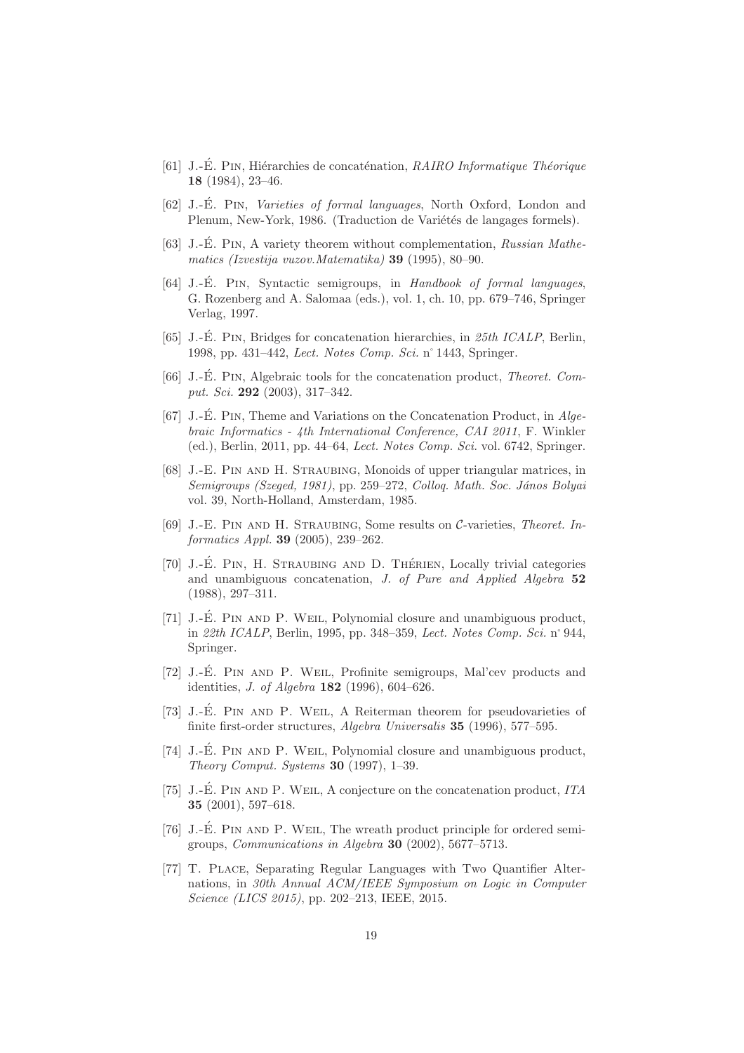[61] J.-É. Pin, Hiérarchies de concaténation, *RAIRO Informatique Théorique* **18** (1984), 23–46.

[62] J.-É. Pin, *Varieties of formal languages*, North Oxford, London and Plenum, New-York, 1986. (Traduction de Variétés de langages formels).

[63] J.-É. Pin, A variety theorem without complementation, *Russian Mathematics (Izvestija vuzov.Matematika)* **39** (1995), 80–90.

[64] J.-É. Pin, Syntactic semigroups, in *Handbook of formal languages*, G. Rozenberg and A. Salomaa (eds.), vol. 1, ch. 10, pp. 679–746, Springer Verlag, 1997.

[65] J.-É. Pin, Bridges for concatenation hierarchies, in *25th ICALP*, Berlin, 1998, pp. 431–442, *Lect. Notes Comp. Sci.* n° 1443, Springer.

[66] J.-É. Pin, Algebraic tools for the concatenation product, *Theoret. Comput. Sci.* **292** (2003), 317–342.

[67] J.-É. Pin, Theme and Variations on the Concatenation Product, in *Algebraic Informatics - 4th International Conference, CAI 2011*, F. Winkler (ed.), Berlin, 2011, pp. 44–64, *Lect. Notes Comp. Sci.* vol. 6742, Springer.

[68] J.-E. Pin and H. Straubing, Monoids of upper triangular matrices, in *Semigroups (Szeged, 1981)*, pp. 259–272, *Colloq. Math. Soc. János Bolyai* vol. 39, North-Holland, Amsterdam, 1985.

[69] J.-E. Pin and H. Straubing, Some results on $\mathcal{C}$-varieties, *Theoret. Informatics Appl.* **39** (2005), 239–262.

[70] J.-É. Pin, H. Straubing and D. Thérien, Locally trivial categories and unambiguous concatenation, *J. of Pure and Applied Algebra* **52** (1988), 297–311.

[71] J.-É. Pin and P. Weil, Polynomial closure and unambiguous product, in *22th ICALP*, Berlin, 1995, pp. 348–359, *Lect. Notes Comp. Sci.* n° 944, Springer.

[72] J.-É. Pin and P. Weil, Profinite semigroups, Mal'cev products and identities, *J. of Algebra* **182** (1996), 604–626.

[73] J.-É. Pin and P. Weil, A Reiterman theorem for pseudovarieties of finite first-order structures, *Algebra Universalis* **35** (1996), 577–595.

[74] J.-É. Pin and P. Weil, Polynomial closure and unambiguous product, *Theory Comput. Systems* **30** (1997), 1–39.

[75] J.-É. Pin and P. Weil, A conjecture on the concatenation product, *ITA* **35** (2001), 597–618.

[76] J.-É. Pin and P. Weil, The wreath product principle for ordered semigroups, *Communications in Algebra* **30** (2002), 5677–5713.

[77] T. Place, Separating Regular Languages with Two Quantifier Alternations, in *30th Annual ACM/IEEE Symposium on Logic in Computer Science (LICS 2015)*, pp. 202–213, IEEE, 2015.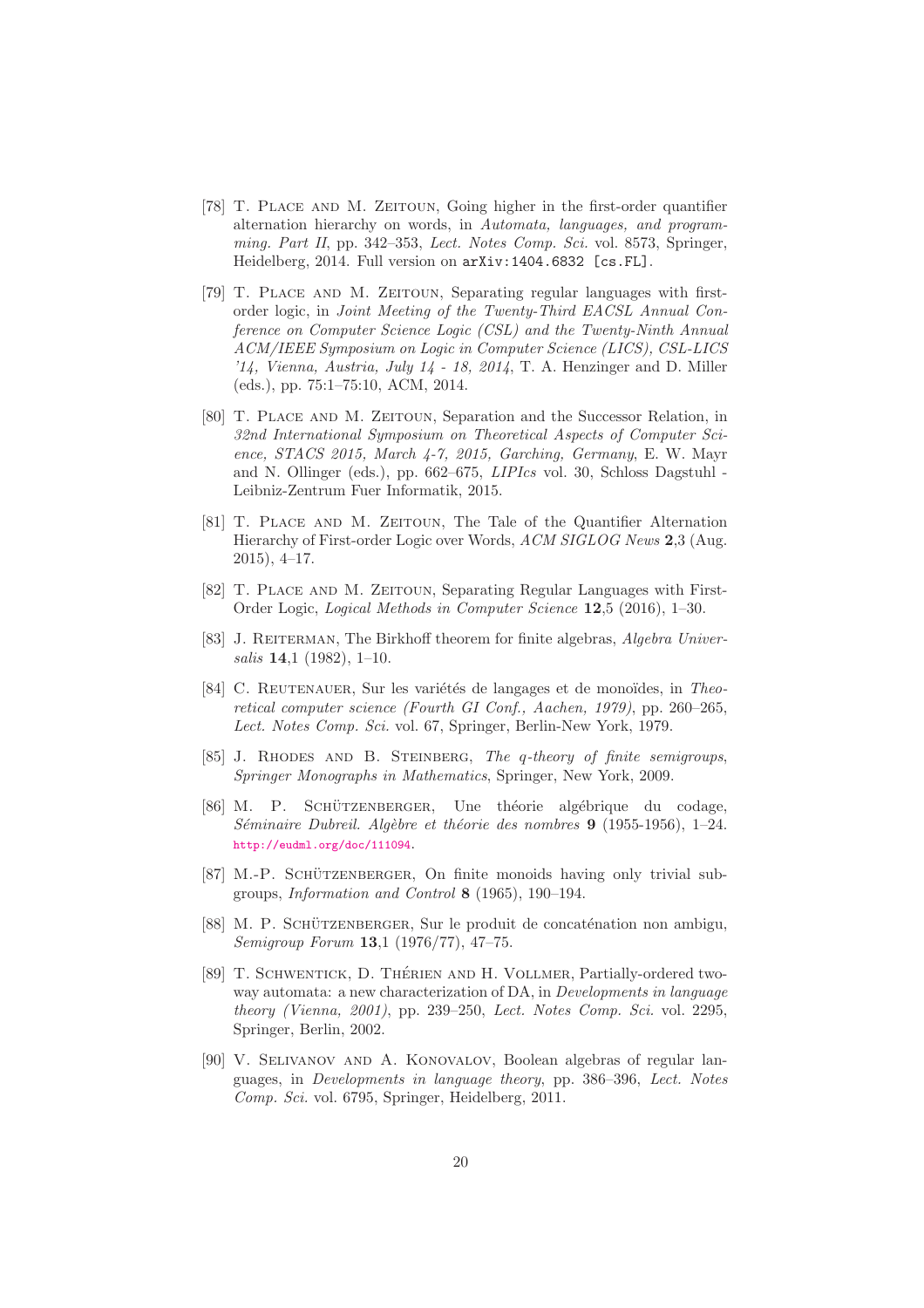[78] T. Place and M. Zeitoun, Going higher in the first-order quantifier alternation hierarchy on words, in *Automata, languages, and programming. Part II*, pp. 342–353, *Lect. Notes Comp. Sci.* vol. 8573, Springer, Heidelberg, 2014. Full version on `arXiv:1404.6832 [cs.FL]`.

[79] T. Place and M. Zeitoun, Separating regular languages with first-order logic, in *Joint Meeting of the Twenty-Third EACSL Annual Conference on Computer Science Logic (CSL) and the Twenty-Ninth Annual ACM/IEEE Symposium on Logic in Computer Science (LICS), CSL-LICS '14, Vienna, Austria, July 14 - 18, 2014*, T. A. Henzinger and D. Miller (eds.), pp. 75:1–75:10, ACM, 2014.

[80] T. Place and M. Zeitoun, Separation and the Successor Relation, in *32nd International Symposium on Theoretical Aspects of Computer Science, STACS 2015, March 4-7, 2015, Garching, Germany*, E. W. Mayr and N. Ollinger (eds.), pp. 662–675, *LIPIcs* vol. 30, Schloss Dagstuhl - Leibniz-Zentrum Fuer Informatik, 2015.

[81] T. Place and M. Zeitoun, The Tale of the Quantifier Alternation Hierarchy of First-order Logic over Words, *ACM SIGLOG News* **2**,3 (Aug. 2015), 4–17.

[82] T. Place and M. Zeitoun, Separating Regular Languages with First-Order Logic, *Logical Methods in Computer Science* **12**,5 (2016), 1–30.

[83] J. Reiterman, The Birkhoff theorem for finite algebras, *Algebra Universalis* **14**,1 (1982), 1–10.

[84] C. Reutenauer, Sur les variétés de langages et de monoïdes, in *Theoretical computer science (Fourth GI Conf., Aachen, 1979)*, pp. 260–265, *Lect. Notes Comp. Sci.* vol. 67, Springer, Berlin-New York, 1979.

[85] J. Rhodes and B. Steinberg, *The q-theory of finite semigroups*, *Springer Monographs in Mathematics*, Springer, New York, 2009.

[86] M. P. Schützenberger, Une théorie algébrique du codage, *Séminaire Dubreil. Algèbre et théorie des nombres* **9** (1955-1956), 1–24. http://eudml.org/doc/111094.

[87] M.-P. Schützenberger, On finite monoids having only trivial subgroups, *Information and Control* **8** (1965), 190–194.

[88] M. P. Schützenberger, Sur le produit de concaténation non ambigu, *Semigroup Forum* **13**,1 (1976/77), 47–75.

[89] T. Schwentick, D. Thérien and H. Vollmer, Partially-ordered two-way automata: a new characterization of DA, in *Developments in language theory (Vienna, 2001)*, pp. 239–250, *Lect. Notes Comp. Sci.* vol. 2295, Springer, Berlin, 2002.

[90] V. Selivanov and A. Konovalov, Boolean algebras of regular languages, in *Developments in language theory*, pp. 386–396, *Lect. Notes Comp. Sci.* vol. 6795, Springer, Heidelberg, 2011.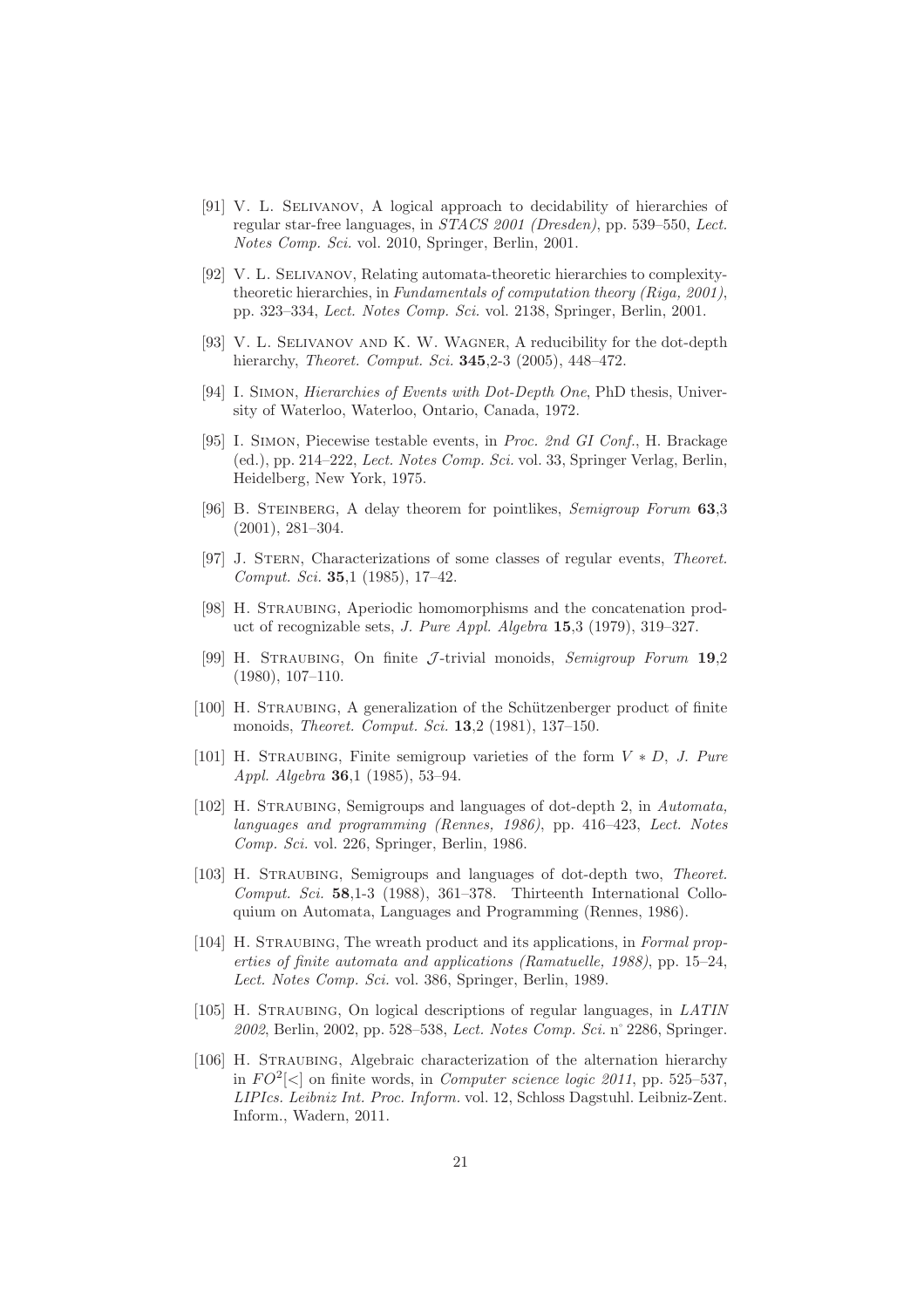[91] V. L. Selivanov, A logical approach to decidability of hierarchies of regular star-free languages, in *STACS 2001 (Dresden)*, pp. 539–550, *Lect. Notes Comp. Sci.* vol. 2010, Springer, Berlin, 2001.

[92] V. L. Selivanov, Relating automata-theoretic hierarchies to complexity-theoretic hierarchies, in *Fundamentals of computation theory (Riga, 2001)*, pp. 323–334, *Lect. Notes Comp. Sci.* vol. 2138, Springer, Berlin, 2001.

[93] V. L. Selivanov and K. W. Wagner, A reducibility for the dot-depth hierarchy, *Theoret. Comput. Sci.* **345**,2-3 (2005), 448–472.

[94] I. Simon, *Hierarchies of Events with Dot-Depth One*, PhD thesis, University of Waterloo, Waterloo, Ontario, Canada, 1972.

[95] I. Simon, Piecewise testable events, in *Proc. 2nd GI Conf.*, H. Brackage (ed.), pp. 214–222, *Lect. Notes Comp. Sci.* vol. 33, Springer Verlag, Berlin, Heidelberg, New York, 1975.

[96] B. Steinberg, A delay theorem for pointlikes, *Semigroup Forum* **63**,3 (2001), 281–304.

[97] J. Stern, Characterizations of some classes of regular events, *Theoret. Comput. Sci.* **35**,1 (1985), 17–42.

[98] H. Straubing, Aperiodic homomorphisms and the concatenation product of recognizable sets, *J. Pure Appl. Algebra* **15**,3 (1979), 319–327.

[99] H. Straubing, On finite $\mathcal{J}$-trivial monoids, *Semigroup Forum* **19**,2 (1980), 107–110.

[100] H. Straubing, A generalization of the Schützenberger product of finite monoids, *Theoret. Comput. Sci.* **13**,2 (1981), 137–150.

[101] H. Straubing, Finite semigroup varieties of the form $V * D$, *J. Pure Appl. Algebra* **36**,1 (1985), 53–94.

[102] H. Straubing, Semigroups and languages of dot-depth 2, in *Automata, languages and programming (Rennes, 1986)*, pp. 416–423, *Lect. Notes Comp. Sci.* vol. 226, Springer, Berlin, 1986.

[103] H. Straubing, Semigroups and languages of dot-depth two, *Theoret. Comput. Sci.* **58**,1-3 (1988), 361–378. Thirteenth International Colloquium on Automata, Languages and Programming (Rennes, 1986).

[104] H. Straubing, The wreath product and its applications, in *Formal properties of finite automata and applications (Ramatuelle, 1988)*, pp. 15–24, *Lect. Notes Comp. Sci.* vol. 386, Springer, Berlin, 1989.

[105] H. Straubing, On logical descriptions of regular languages, in *LATIN 2002*, Berlin, 2002, pp. 528–538, *Lect. Notes Comp. Sci.* n° 2286, Springer.

[106] H. Straubing, Algebraic characterization of the alternation hierarchy in $FO^2[<]$ on finite words, in *Computer science logic 2011*, pp. 525–537, *LIPIcs. Leibniz Int. Proc. Inform.* vol. 12, Schloss Dagstuhl. Leibniz-Zent. Inform., Wadern, 2011.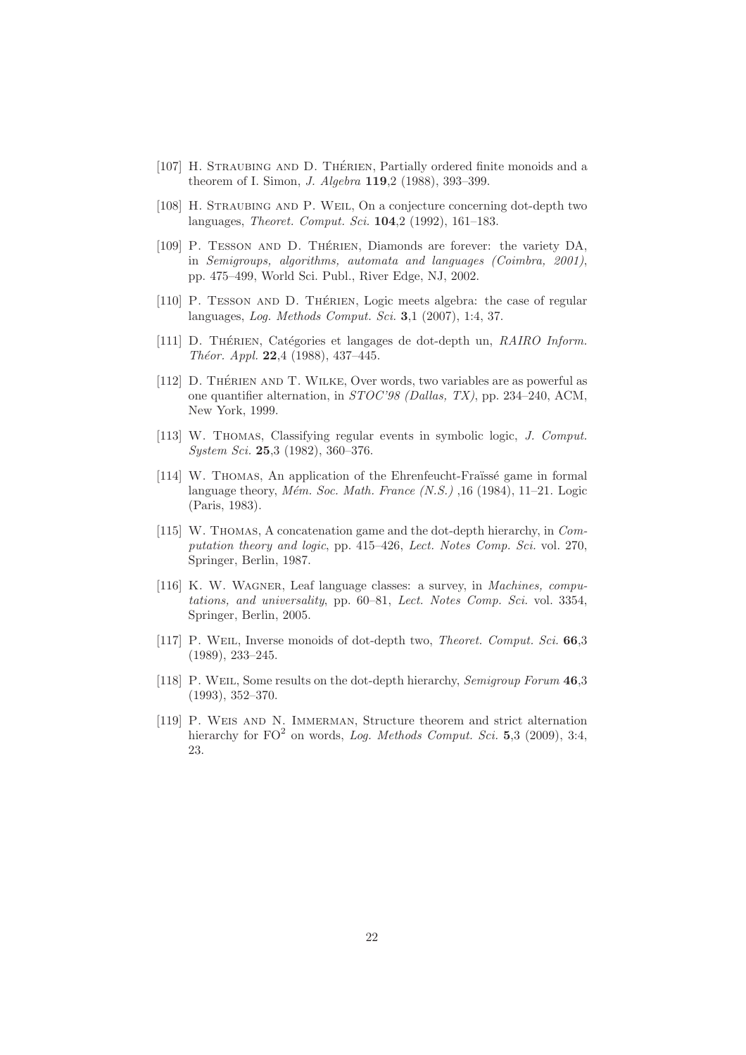[107] H. Straubing and D. Thérien, Partially ordered finite monoids and a theorem of I. Simon, *J. Algebra* **119**,2 (1988), 393–399.

[108] H. Straubing and P. Weil, On a conjecture concerning dot-depth two languages, *Theoret. Comput. Sci.* **104**,2 (1992), 161–183.

[109] P. Tesson and D. Thérien, Diamonds are forever: the variety DA, in *Semigroups, algorithms, automata and languages (Coimbra, 2001)*, pp. 475–499, World Sci. Publ., River Edge, NJ, 2002.

[110] P. Tesson and D. Thérien, Logic meets algebra: the case of regular languages, *Log. Methods Comput. Sci.* **3**,1 (2007), 1:4, 37.

[111] D. Thérien, Catégories et langages de dot-depth un, *RAIRO Inform. Théor. Appl.* **22**,4 (1988), 437–445.

[112] D. Thérien and T. Wilke, Over words, two variables are as powerful as one quantifier alternation, in *STOC'98 (Dallas, TX)*, pp. 234–240, ACM, New York, 1999.

[113] W. Thomas, Classifying regular events in symbolic logic, *J. Comput. System Sci.* **25**,3 (1982), 360–376.

[114] W. Thomas, An application of the Ehrenfeucht-Fraïssé game in formal language theory, *Mém. Soc. Math. France (N.S.)* ,16 (1984), 11–21. Logic (Paris, 1983).

[115] W. Thomas, A concatenation game and the dot-depth hierarchy, in *Computation theory and logic*, pp. 415–426, *Lect. Notes Comp. Sci.* vol. 270, Springer, Berlin, 1987.

[116] K. W. Wagner, Leaf language classes: a survey, in *Machines, computations, and universality*, pp. 60–81, *Lect. Notes Comp. Sci.* vol. 3354, Springer, Berlin, 2005.

[117] P. Weil, Inverse monoids of dot-depth two, *Theoret. Comput. Sci.* **66**,3 (1989), 233–245.

[118] P. Weil, Some results on the dot-depth hierarchy, *Semigroup Forum* **46**,3 (1993), 352–370.

[119] P. Weis and N. Immerman, Structure theorem and strict alternation hierarchy for $\mathrm{FO}^2$ on words, *Log. Methods Comput. Sci.* **5**,3 (2009), 3:4, 23.